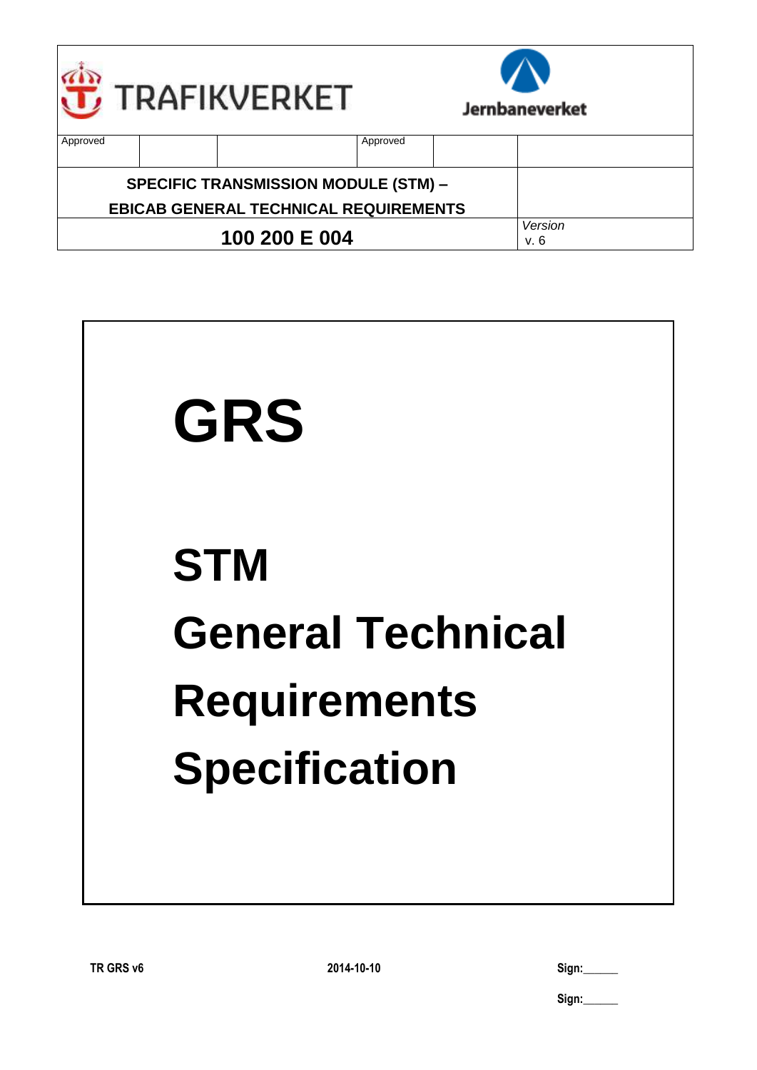| TRAFIKVERKET | | | Jernbaneverket | | |
|---|---|---|---|---|---|
| Approved | | | Approved | | |
| SPECIFIC TRANSMISSION MODULE (STM) – EBICAB GENERAL TECHNICAL REQUIREMENTS | | | | | |
| 100 200 E 004 | | | | | *Version* v. 6 |

# GRS

# STM
# General Technical Requirements Specification

TR GRS v6

2014-10-10

Sign:\_\_\_\_\_\_

Sign:\_\_\_\_\_\_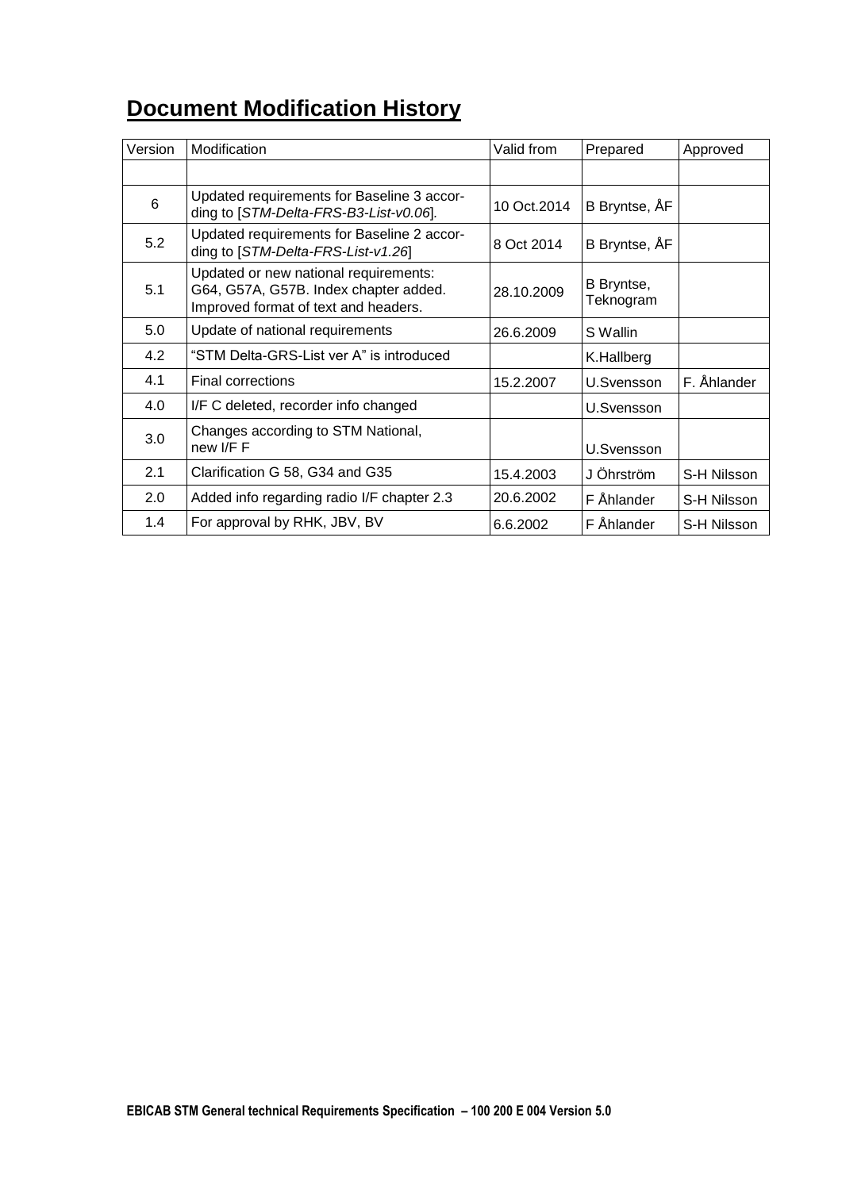# Document Modification History

| Version | Modification | Valid from | Prepared | Approved |
|---|---|---|---|---|
| | | | | |
| 6 | Updated requirements for Baseline 3 according to [*STM-Delta-FRS-B3-List-v0.06*]. | 10 Oct.2014 | B Bryntse, ÅF | |
| 5.2 | Updated requirements for Baseline 2 according to [*STM-Delta-FRS-List-v1.26*] | 8 Oct 2014 | B Bryntse, ÅF | |
| 5.1 | Updated or new national requirements: G64, G57A, G57B. Index chapter added. Improved format of text and headers. | 28.10.2009 | B Bryntse, Teknogram | |
| 5.0 | Update of national requirements | 26.6.2009 | S Wallin | |
| 4.2 | "STM Delta-GRS-List ver A" is introduced | | K.Hallberg | |
| 4.1 | Final corrections | 15.2.2007 | U.Svensson | F. Åhlander |
| 4.0 | I/F C deleted, recorder info changed | | U.Svensson | |
| 3.0 | Changes according to STM National, new I/F F | | U.Svensson | |
| 2.1 | Clarification G 58, G34 and G35 | 15.4.2003 | J Öhrström | S-H Nilsson |
| 2.0 | Added info regarding radio I/F chapter 2.3 | 20.6.2002 | F Åhlander | S-H Nilsson |
| 1.4 | For approval by RHK, JBV, BV | 6.6.2002 | F Åhlander | S-H Nilsson |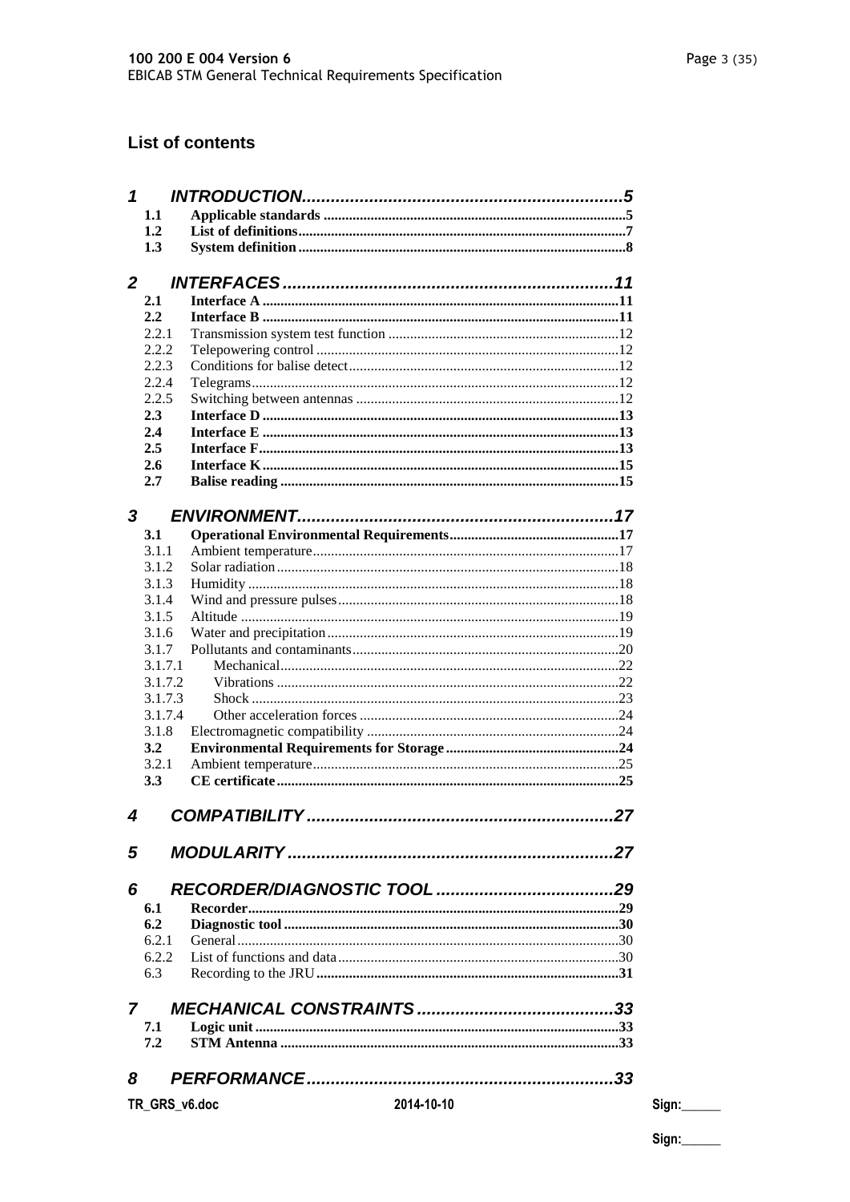## List of contents

- **1 INTRODUCTION** .......... 5
  - **1.1 Applicable standards** .......... 5
  - **1.2 List of definitions** .......... 7
  - **1.3 System definition** .......... 8
- **2 INTERFACES** .......... 11
  - **2.1 Interface A** .......... 11
  - **2.2 Interface B** .......... 11
    - 2.2.1 Transmission system test function .......... 12
    - 2.2.2 Telepowering control .......... 12
    - 2.2.3 Conditions for balise detect .......... 12
    - 2.2.4 Telegrams .......... 12
    - 2.2.5 Switching between antennas .......... 12
  - **2.3 Interface D** .......... 13
  - **2.4 Interface E** .......... 13
  - **2.5 Interface F** .......... 13
  - **2.6 Interface K** .......... 15
  - **2.7 Balise reading** .......... 15
- **3 ENVIRONMENT** .......... 17
  - **3.1 Operational Environmental Requirements** .......... 17
    - 3.1.1 Ambient temperature .......... 17
    - 3.1.2 Solar radiation .......... 18
    - 3.1.3 Humidity .......... 18
    - 3.1.4 Wind and pressure pulses .......... 18
    - 3.1.5 Altitude .......... 19
    - 3.1.6 Water and precipitation .......... 19
    - 3.1.7 Pollutants and contaminants .......... 20
      - 3.1.7.1 Mechanical .......... 22
      - 3.1.7.2 Vibrations .......... 22
      - 3.1.7.3 Shock .......... 23
      - 3.1.7.4 Other acceleration forces .......... 24
    - 3.1.8 Electromagnetic compatibility .......... 24
  - **3.2 Environmental Requirements for Storage** .......... 24
    - 3.2.1 Ambient temperature .......... 25
  - **3.3 CE certificate** .......... 25
- **4 COMPATIBILITY** .......... 27
- **5 MODULARITY** .......... 27
- **6 RECORDER/DIAGNOSTIC TOOL** .......... 29
  - **6.1 Recorder** .......... 29
  - **6.2 Diagnostic tool** .......... 30
    - 6.2.1 General .......... 30
    - 6.2.2 List of functions and data .......... 30
  - 6.3 Recording to the JRU .......... 31
- **7 MECHANICAL CONSTRAINTS** .......... 33
  - **7.1 Logic unit** .......... 33
  - **7.2 STM Antenna** .......... 33
- **8 PERFORMANCE** .......... 33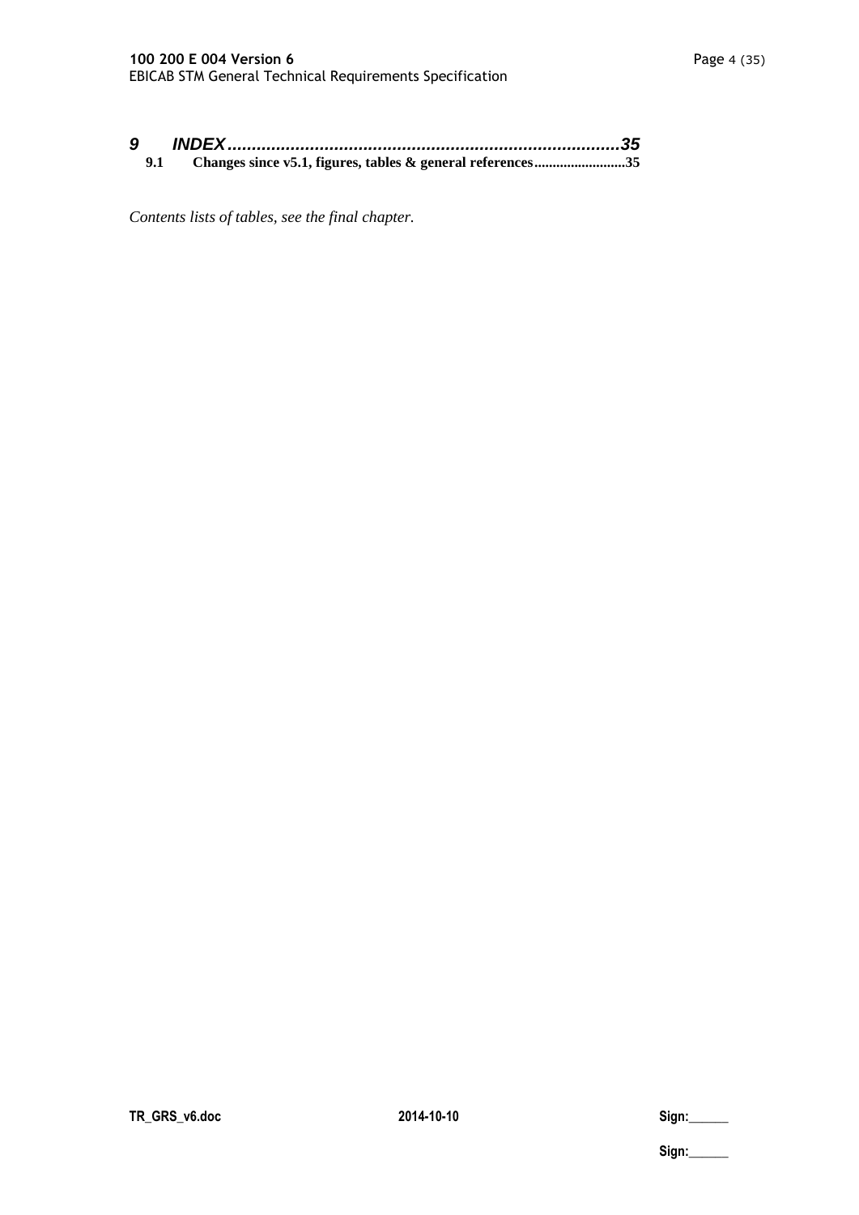***9 INDEX ................................................................................35***

**9.1 Changes since v5.1, figures, tables & general references.........................35**

*Contents lists of tables, see the final chapter.*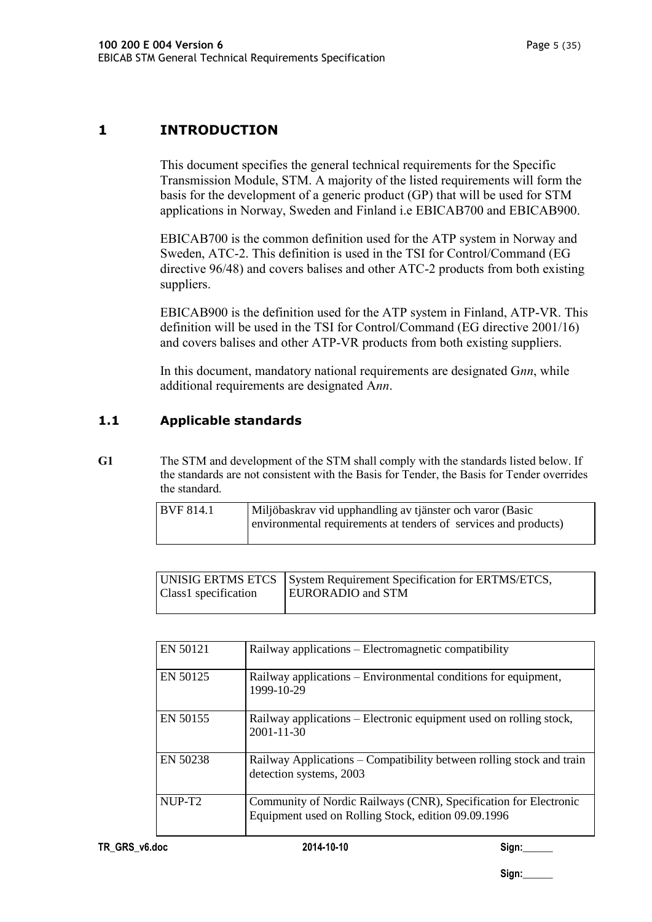# 1 INTRODUCTION

This document specifies the general technical requirements for the Specific Transmission Module, STM. A majority of the listed requirements will form the basis for the development of a generic product (GP) that will be used for STM applications in Norway, Sweden and Finland i.e EBICAB700 and EBICAB900.

EBICAB700 is the common definition used for the ATP system in Norway and Sweden, ATC-2. This definition is used in the TSI for Control/Command (EG directive 96/48) and covers balises and other ATC-2 products from both existing suppliers.

EBICAB900 is the definition used for the ATP system in Finland, ATP-VR. This definition will be used in the TSI for Control/Command (EG directive 2001/16) and covers balises and other ATP-VR products from both existing suppliers.

In this document, mandatory national requirements are designated G*nn*, while additional requirements are designated A*nn*.

## 1.1 Applicable standards

**G1** The STM and development of the STM shall comply with the standards listed below. If the standards are not consistent with the Basis for Tender, the Basis for Tender overrides the standard.

| | |
|---|---|
| BVF 814.1 | Miljöbaskrav vid upphandling av tjänster och varor (Basic environmental requirements at tenders of services and products) |

| | |
|---|---|
| UNISIG ERTMS ETCS Class1 specification | System Requirement Specification for ERTMS/ETCS, EURORADIO and STM |

| | |
|---|---|
| EN 50121 | Railway applications – Electromagnetic compatibility |
| EN 50125 | Railway applications – Environmental conditions for equipment, 1999-10-29 |
| EN 50155 | Railway applications – Electronic equipment used on rolling stock, 2001-11-30 |
| EN 50238 | Railway Applications – Compatibility between rolling stock and train detection systems, 2003 |
| NUP-T2 | Community of Nordic Railways (CNR), Specification for Electronic Equipment used on Rolling Stock, edition 09.09.1996 |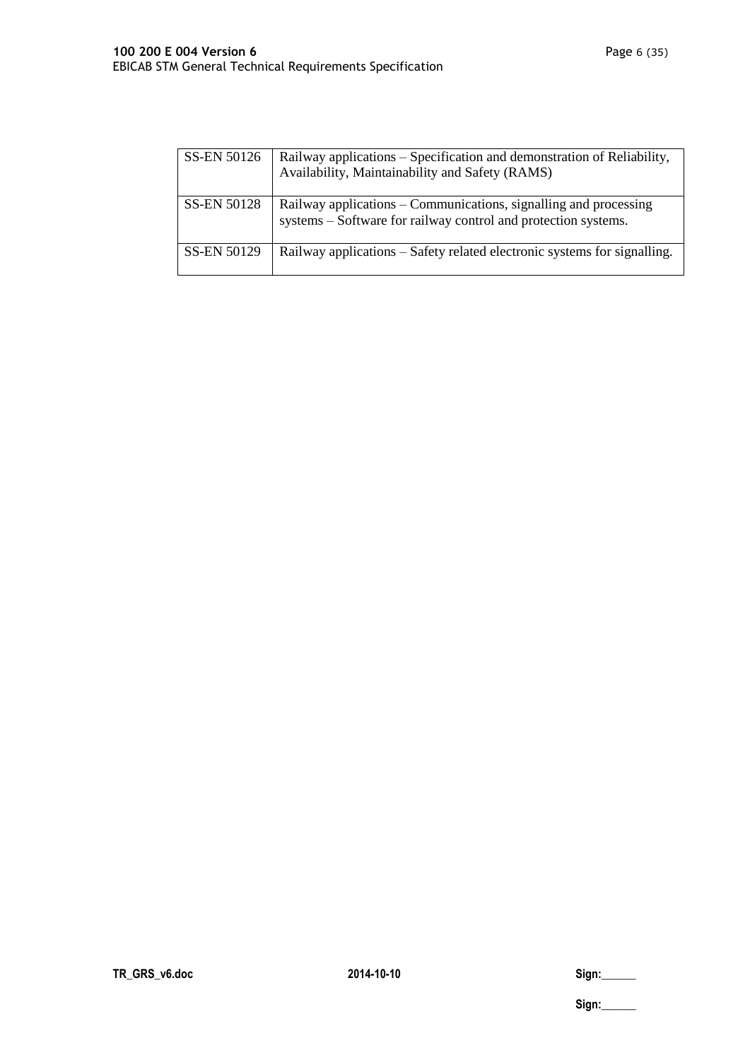| SS-EN 50126 | Railway applications – Specification and demonstration of Reliability, Availability, Maintainability and Safety (RAMS) |
|---|---|
| SS-EN 50128 | Railway applications – Communications, signalling and processing systems – Software for railway control and protection systems. |
| SS-EN 50129 | Railway applications – Safety related electronic systems for signalling. |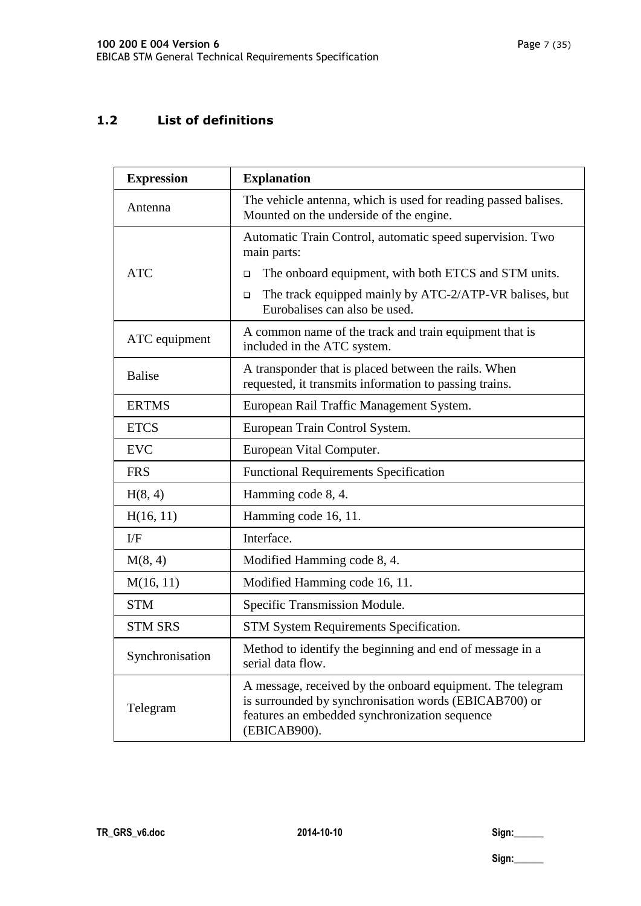## 1.2 List of definitions

| Expression | Explanation |
|---|---|
| Antenna | The vehicle antenna, which is used for reading passed balises. Mounted on the underside of the engine. |
| ATC | Automatic Train Control, automatic speed supervision. Two main parts:<br>- The onboard equipment, with both ETCS and STM units.<br>- The track equipped mainly by ATC-2/ATP-VR balises, but Eurobalises can also be used. |
| ATC equipment | A common name of the track and train equipment that is included in the ATC system. |
| Balise | A transponder that is placed between the rails. When requested, it transmits information to passing trains. |
| ERTMS | European Rail Traffic Management System. |
| ETCS | European Train Control System. |
| EVC | European Vital Computer. |
| FRS | Functional Requirements Specification |
| H(8, 4) | Hamming code 8, 4. |
| H(16, 11) | Hamming code 16, 11. |
| I/F | Interface. |
| M(8, 4) | Modified Hamming code 8, 4. |
| M(16, 11) | Modified Hamming code 16, 11. |
| STM | Specific Transmission Module. |
| STM SRS | STM System Requirements Specification. |
| Synchronisation | Method to identify the beginning and end of message in a serial data flow. |
| Telegram | A message, received by the onboard equipment. The telegram is surrounded by synchronisation words (EBICAB700) or features an embedded synchronization sequence (EBICAB900). |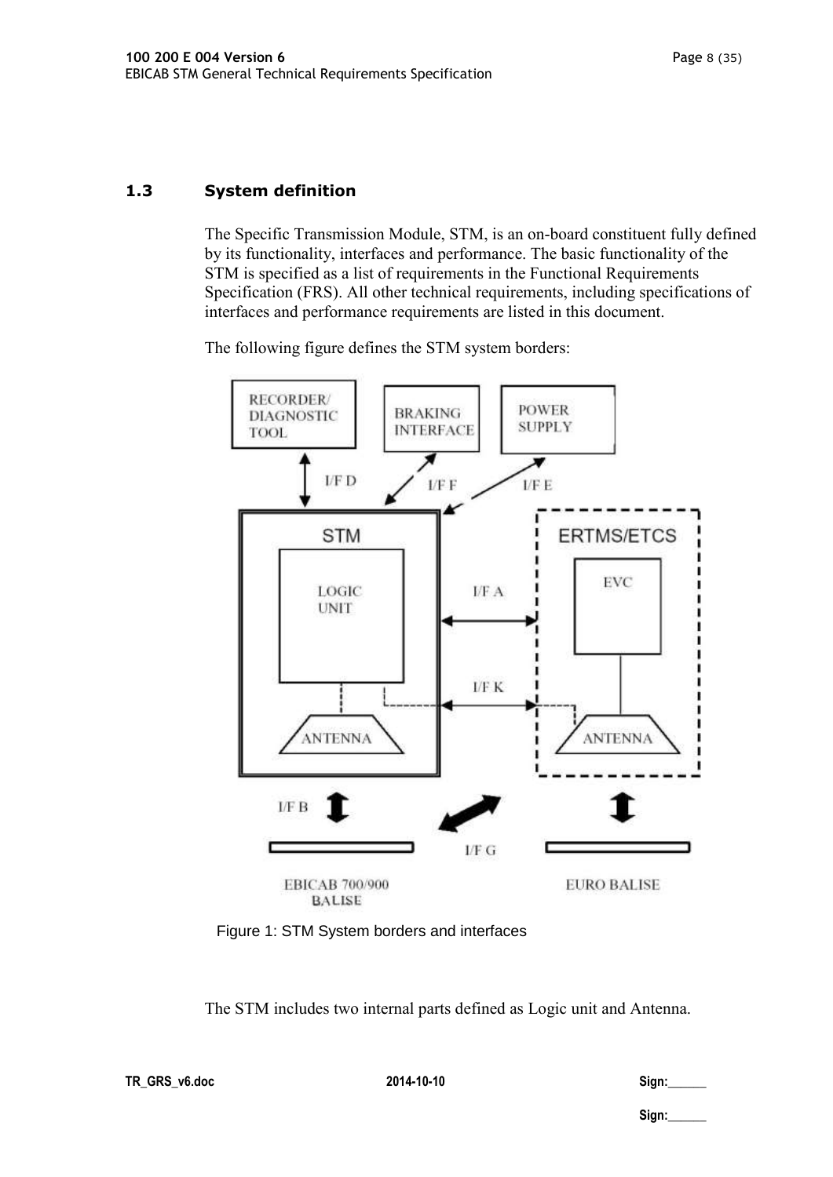## 1.3 System definition

The Specific Transmission Module, STM, is an on-board constituent fully defined by its functionality, interfaces and performance. The basic functionality of the STM is specified as a list of requirements in the Functional Requirements Specification (FRS). All other technical requirements, including specifications of interfaces and performance requirements are listed in this document.

The following figure defines the STM system borders:

Figure 1: STM System borders and interfaces

The STM includes two internal parts defined as Logic unit and Antenna.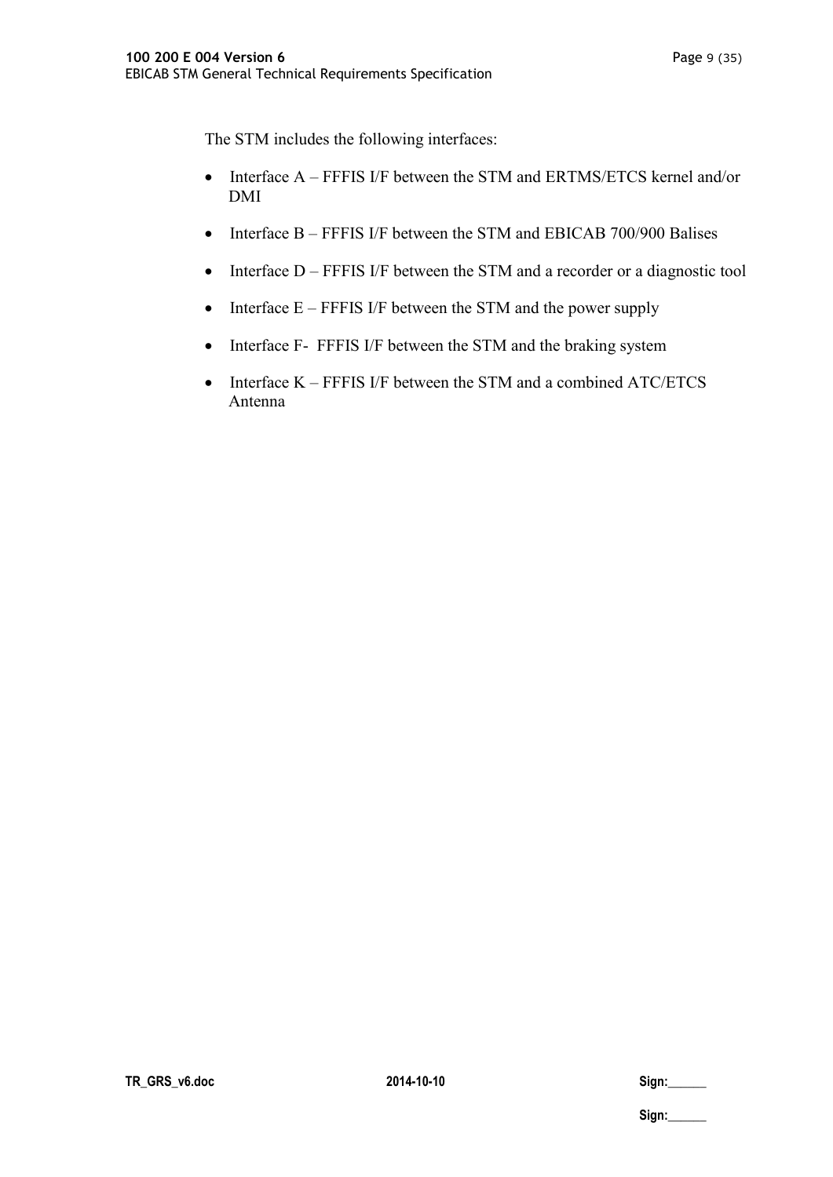The STM includes the following interfaces:

- Interface A – FFFIS I/F between the STM and ERTMS/ETCS kernel and/or DMI
- Interface B – FFFIS I/F between the STM and EBICAB 700/900 Balises
- Interface D – FFFIS I/F between the STM and a recorder or a diagnostic tool
- Interface E – FFFIS I/F between the STM and the power supply
- Interface F- FFFIS I/F between the STM and the braking system
- Interface K – FFFIS I/F between the STM and a combined ATC/ETCS Antenna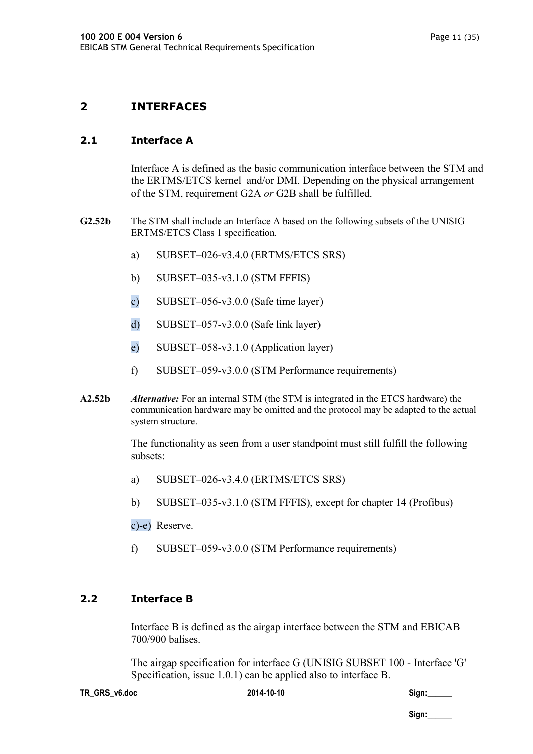# 2 INTERFACES

## 2.1 Interface A

Interface A is defined as the basic communication interface between the STM and the ERTMS/ETCS kernel and/or DMI. Depending on the physical arrangement of the STM, requirement G2A *or* G2B shall be fulfilled.

**G2.52b** The STM shall include an Interface A based on the following subsets of the UNISIG ERTMS/ETCS Class 1 specification.

a) SUBSET–026-v3.4.0 (ERTMS/ETCS SRS)

b) SUBSET–035-v3.1.0 (STM FFFIS)

c) SUBSET–056-v3.0.0 (Safe time layer)

d) SUBSET–057-v3.0.0 (Safe link layer)

e) SUBSET–058-v3.1.0 (Application layer)

f) SUBSET–059-v3.0.0 (STM Performance requirements)

**A2.52b** ***Alternative:*** For an internal STM (the STM is integrated in the ETCS hardware) the communication hardware may be omitted and the protocol may be adapted to the actual system structure.

The functionality as seen from a user standpoint must still fulfill the following subsets:

a) SUBSET–026-v3.4.0 (ERTMS/ETCS SRS)

b) SUBSET–035-v3.1.0 (STM FFFIS), except for chapter 14 (Profibus)

c)-e) Reserve.

f) SUBSET–059-v3.0.0 (STM Performance requirements)

## 2.2 Interface B

Interface B is defined as the airgap interface between the STM and EBICAB 700/900 balises.

The airgap specification for interface G (UNISIG SUBSET 100 - Interface 'G' Specification, issue 1.0.1) can be applied also to interface B.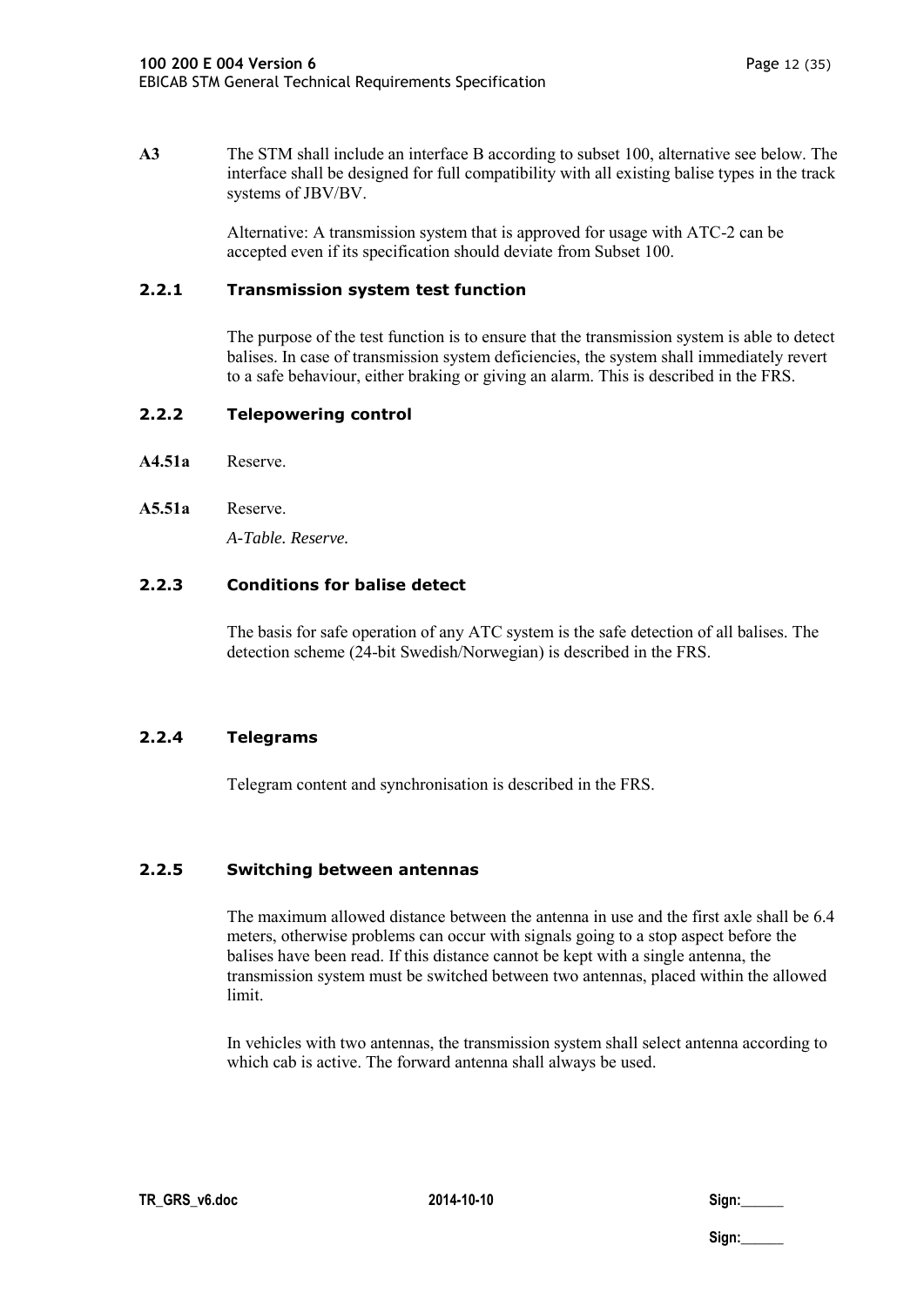**A3** The STM shall include an interface B according to subset 100, alternative see below. The interface shall be designed for full compatibility with all existing balise types in the track systems of JBV/BV.

Alternative: A transmission system that is approved for usage with ATC-2 can be accepted even if its specification should deviate from Subset 100.

### 2.2.1 Transmission system test function

The purpose of the test function is to ensure that the transmission system is able to detect balises. In case of transmission system deficiencies, the system shall immediately revert to a safe behaviour, either braking or giving an alarm. This is described in the FRS.

### 2.2.2 Telepowering control

**A4.51a** Reserve.

**A5.51a** Reserve.

*A-Table. Reserve.*

### 2.2.3 Conditions for balise detect

The basis for safe operation of any ATC system is the safe detection of all balises. The detection scheme (24-bit Swedish/Norwegian) is described in the FRS.

### 2.2.4 Telegrams

Telegram content and synchronisation is described in the FRS.

### 2.2.5 Switching between antennas

The maximum allowed distance between the antenna in use and the first axle shall be 6.4 meters, otherwise problems can occur with signals going to a stop aspect before the balises have been read. If this distance cannot be kept with a single antenna, the transmission system must be switched between two antennas, placed within the allowed limit.

In vehicles with two antennas, the transmission system shall select antenna according to which cab is active. The forward antenna shall always be used.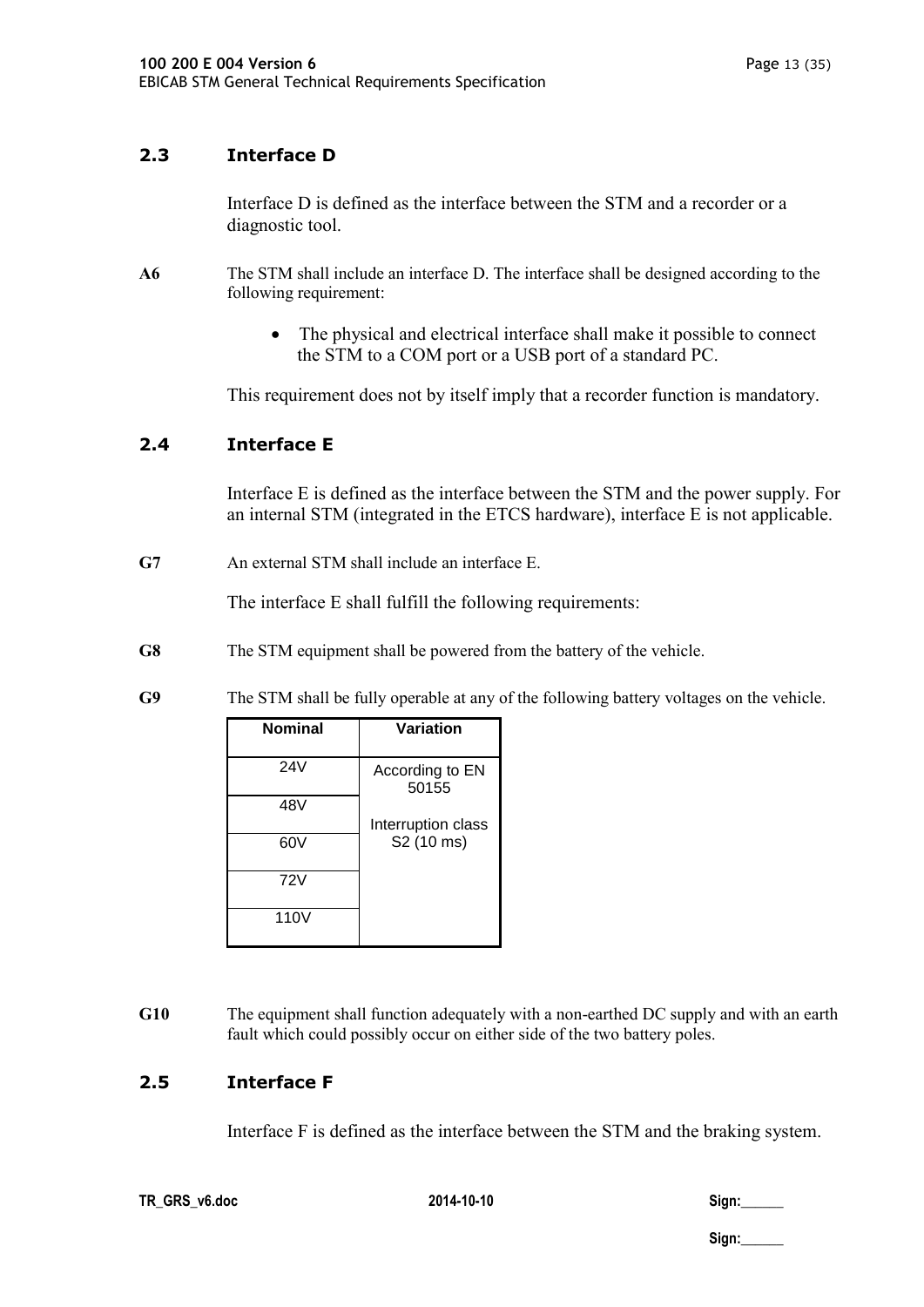## 2.3 Interface D

Interface D is defined as the interface between the STM and a recorder or a diagnostic tool.

**A6** The STM shall include an interface D. The interface shall be designed according to the following requirement:

- The physical and electrical interface shall make it possible to connect the STM to a COM port or a USB port of a standard PC.

This requirement does not by itself imply that a recorder function is mandatory.

## 2.4 Interface E

Interface E is defined as the interface between the STM and the power supply. For an internal STM (integrated in the ETCS hardware), interface E is not applicable.

**G7** An external STM shall include an interface E.

The interface E shall fulfill the following requirements:

**G8** The STM equipment shall be powered from the battery of the vehicle.

**G9** The STM shall be fully operable at any of the following battery voltages on the vehicle.

| Nominal | Variation |
|---|---|
| 24V | According to EN 50155<br><br>Interruption class S2 (10 ms) |
| 48V | |
| 60V | |
| 72V | |
| 110V | |

**G10** The equipment shall function adequately with a non-earthed DC supply and with an earth fault which could possibly occur on either side of the two battery poles.

## 2.5 Interface F

Interface F is defined as the interface between the STM and the braking system.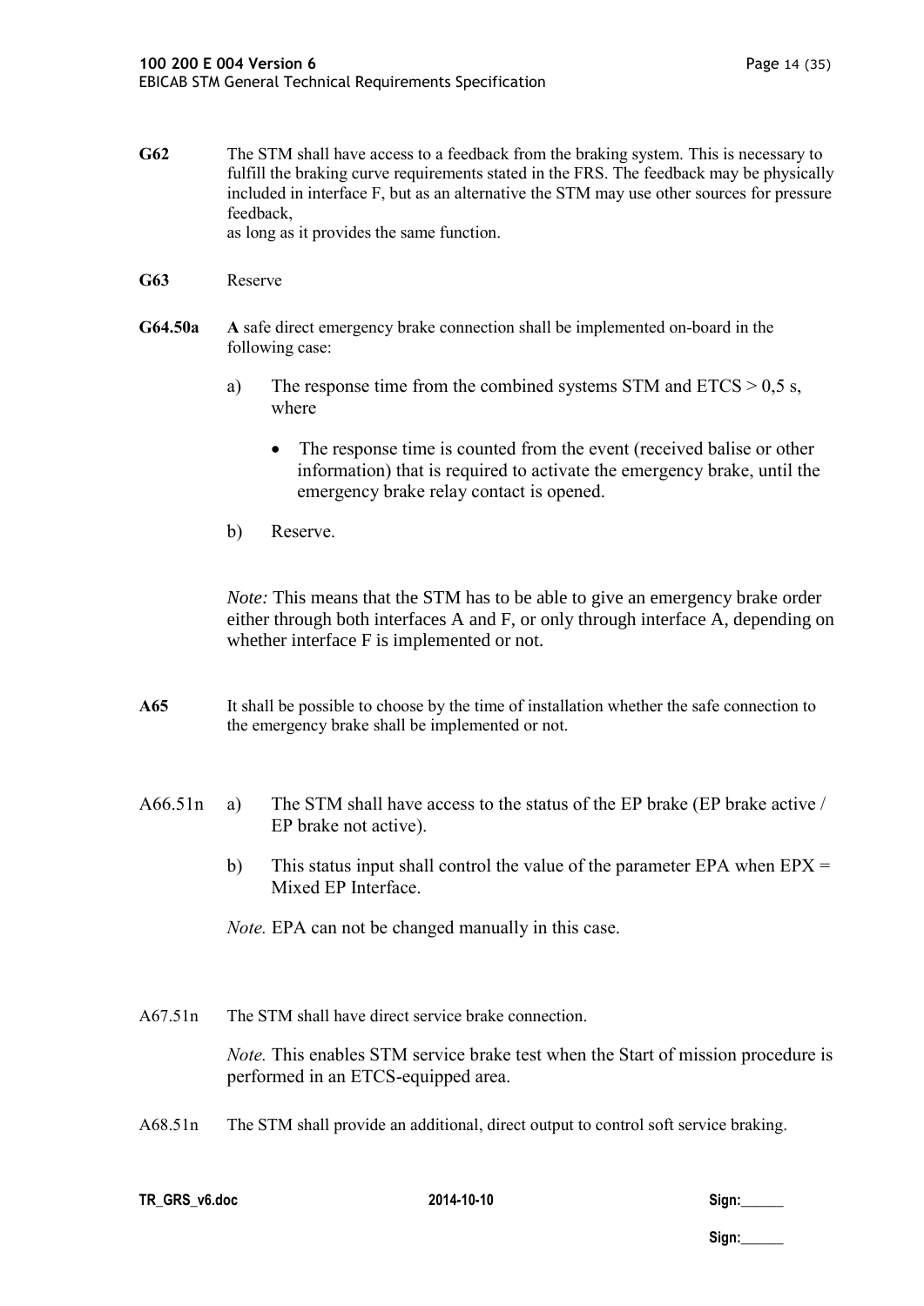**G62** The STM shall have access to a feedback from the braking system. This is necessary to fulfill the braking curve requirements stated in the FRS. The feedback may be physically included in interface F, but as an alternative the STM may use other sources for pressure feedback,
as long as it provides the same function.

**G63** Reserve

**G64.50a** **A** safe direct emergency brake connection shall be implemented on-board in the following case:

a) The response time from the combined systems STM and ETCS > 0,5 s, where

- The response time is counted from the event (received balise or other information) that is required to activate the emergency brake, until the emergency brake relay contact is opened.

b) Reserve.

*Note:* This means that the STM has to be able to give an emergency brake order either through both interfaces A and F, or only through interface A, depending on whether interface F is implemented or not.

**A65** It shall be possible to choose by the time of installation whether the safe connection to the emergency brake shall be implemented or not.

A66.51n a) The STM shall have access to the status of the EP brake (EP brake active / EP brake not active).

b) This status input shall control the value of the parameter EPA when EPX = Mixed EP Interface.

*Note.* EPA can not be changed manually in this case.

A67.51n The STM shall have direct service brake connection.

*Note.* This enables STM service brake test when the Start of mission procedure is performed in an ETCS-equipped area.

A68.51n The STM shall provide an additional, direct output to control soft service braking.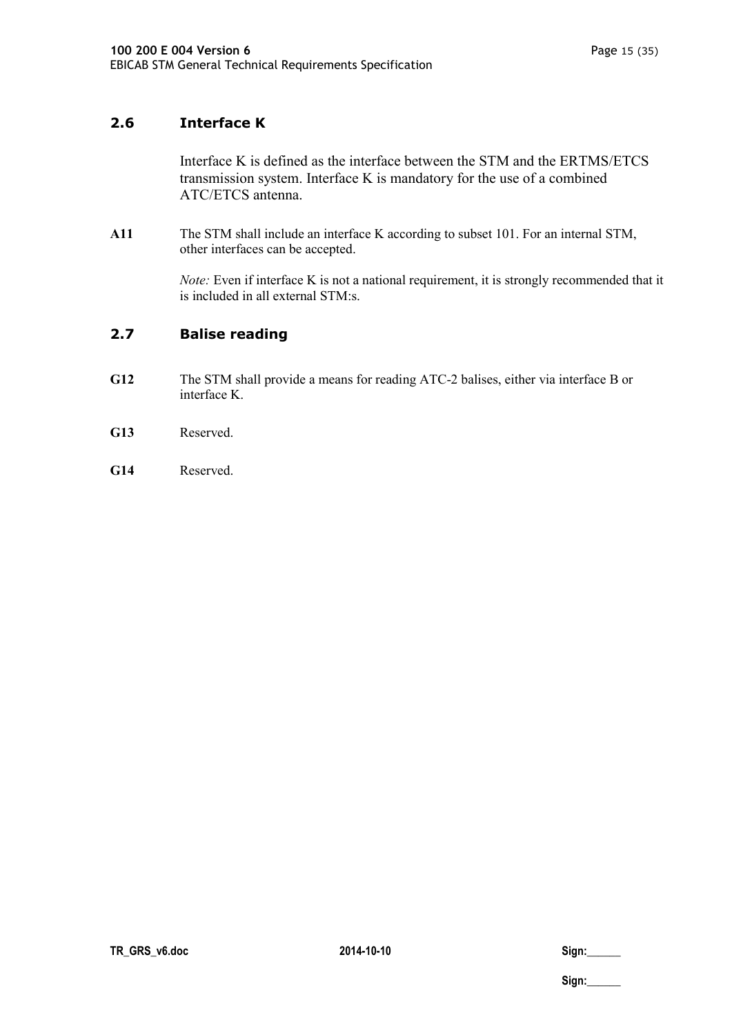## 2.6 Interface K

Interface K is defined as the interface between the STM and the ERTMS/ETCS transmission system. Interface K is mandatory for the use of a combined ATC/ETCS antenna.

**A11** The STM shall include an interface K according to subset 101. For an internal STM, other interfaces can be accepted.

*Note:* Even if interface K is not a national requirement, it is strongly recommended that it is included in all external STM:s.

## 2.7 Balise reading

**G12** The STM shall provide a means for reading ATC-2 balises, either via interface B or interface K.

**G13** Reserved.

**G14** Reserved.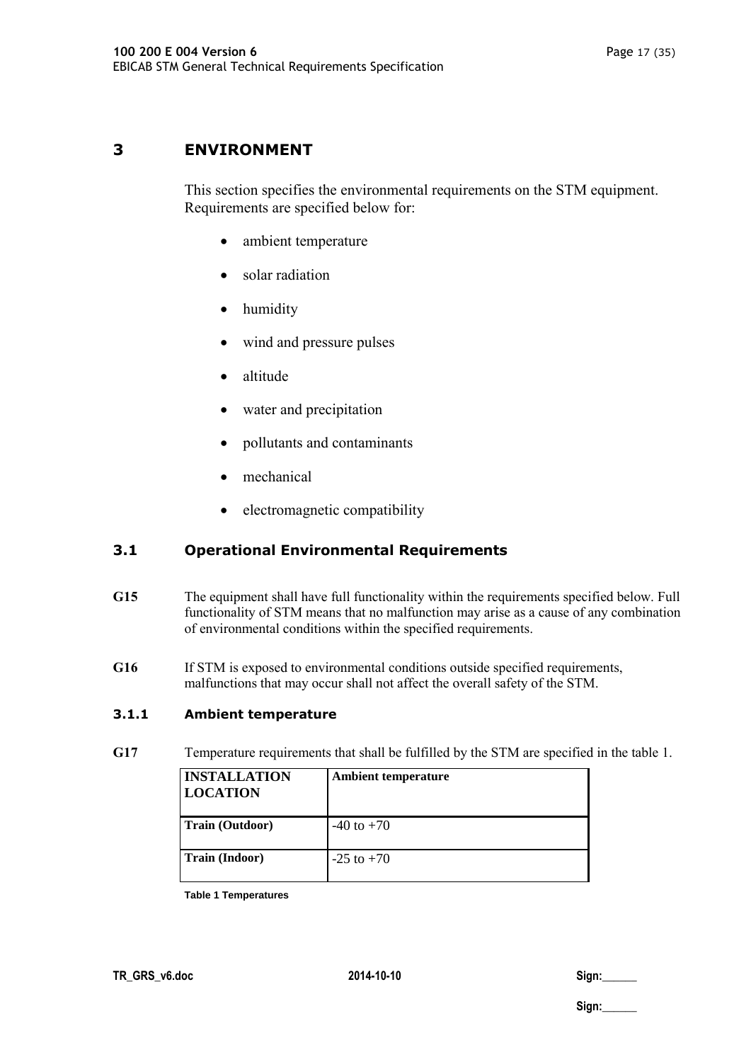# 3 ENVIRONMENT

This section specifies the environmental requirements on the STM equipment. Requirements are specified below for:

- ambient temperature
- solar radiation
- humidity
- wind and pressure pulses
- altitude
- water and precipitation
- pollutants and contaminants
- mechanical
- electromagnetic compatibility

## 3.1 Operational Environmental Requirements

**G15** The equipment shall have full functionality within the requirements specified below. Full functionality of STM means that no malfunction may arise as a cause of any combination of environmental conditions within the specified requirements.

**G16** If STM is exposed to environmental conditions outside specified requirements, malfunctions that may occur shall not affect the overall safety of the STM.

### 3.1.1 Ambient temperature

**G17** Temperature requirements that shall be fulfilled by the STM are specified in the table 1.

| INSTALLATION LOCATION | Ambient temperature |
|---|---|
| Train (Outdoor) | -40 to +70 |
| Train (Indoor) | -25 to +70 |

Table 1 Temperatures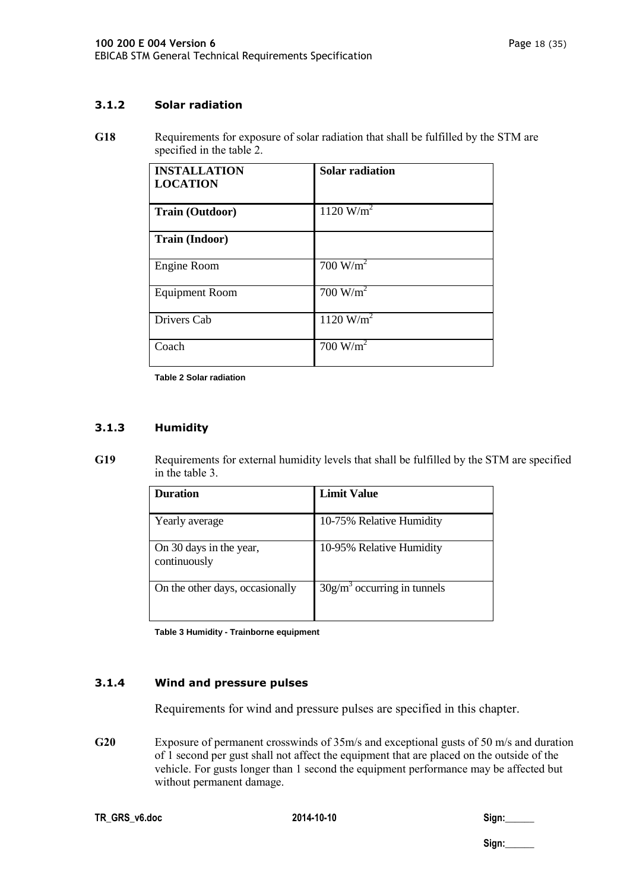### 3.1.2 Solar radiation

**G18** Requirements for exposure of solar radiation that shall be fulfilled by the STM are specified in the table 2.

| **INSTALLATION LOCATION** | **Solar radiation** |
|---|---|
| **Train (Outdoor)** | 1120 W/m$^2$ |
| **Train (Indoor)** | |
| Engine Room | 700 W/m$^2$ |
| Equipment Room | 700 W/m$^2$ |
| Drivers Cab | 1120 W/m$^2$ |
| Coach | 700 W/m$^2$ |

**Table 2 Solar radiation**

### 3.1.3 Humidity

**G19** Requirements for external humidity levels that shall be fulfilled by the STM are specified in the table 3.

| **Duration** | **Limit Value** |
|---|---|
| Yearly average | 10-75% Relative Humidity |
| On 30 days in the year, continuously | 10-95% Relative Humidity |
| On the other days, occasionally | 30g/m$^3$ occurring in tunnels |

**Table 3 Humidity - Trainborne equipment**

### 3.1.4 Wind and pressure pulses

Requirements for wind and pressure pulses are specified in this chapter.

**G20** Exposure of permanent crosswinds of 35m/s and exceptional gusts of 50 m/s and duration of 1 second per gust shall not affect the equipment that are placed on the outside of the vehicle. For gusts longer than 1 second the equipment performance may be affected but without permanent damage.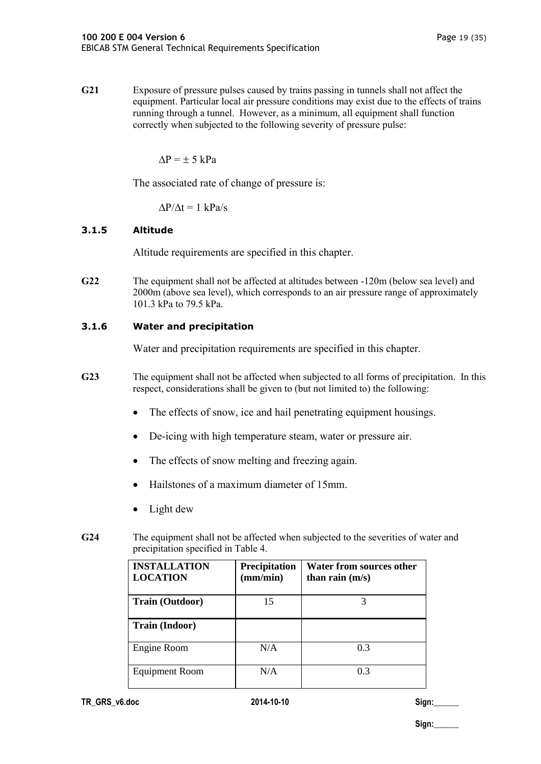**G21** Exposure of pressure pulses caused by trains passing in tunnels shall not affect the equipment. Particular local air pressure conditions may exist due to the effects of trains running through a tunnel. However, as a minimum, all equipment shall function correctly when subjected to the following severity of pressure pulse:

$\Delta P = \pm 5$ kPa

The associated rate of change of pressure is:

$\Delta P/\Delta t = 1$ kPa/s

### 3.1.5 Altitude

Altitude requirements are specified in this chapter.

**G22** The equipment shall not be affected at altitudes between -120m (below sea level) and 2000m (above sea level), which corresponds to an air pressure range of approximately 101.3 kPa to 79.5 kPa.

### 3.1.6 Water and precipitation

Water and precipitation requirements are specified in this chapter.

**G23** The equipment shall not be affected when subjected to all forms of precipitation. In this respect, considerations shall be given to (but not limited to) the following:

- The effects of snow, ice and hail penetrating equipment housings.
- De-icing with high temperature steam, water or pressure air.
- The effects of snow melting and freezing again.
- Hailstones of a maximum diameter of 15mm.
- Light dew

**G24** The equipment shall not be affected when subjected to the severities of water and precipitation specified in Table 4.

| INSTALLATION LOCATION | Precipitation (mm/min) | Water from sources other than rain (m/s) |
|---|---|---|
| **Train (Outdoor)** | 15 | 3 |
| **Train (Indoor)** | | |
| Engine Room | N/A | 0.3 |
| Equipment Room | N/A | 0.3 |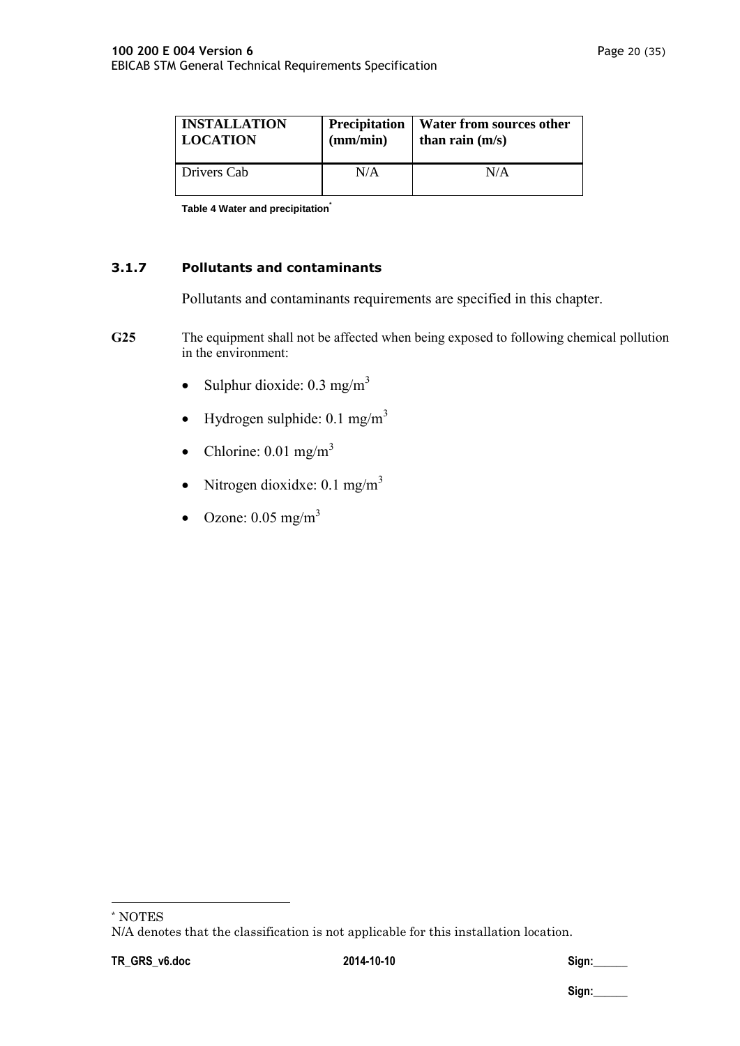| INSTALLATION LOCATION | Precipitation (mm/min) | Water from sources other than rain (m/s) |
|---|---|---|
| Drivers Cab | N/A | N/A |

Table 4 Water and precipitation*

### 3.1.7 Pollutants and contaminants

Pollutants and contaminants requirements are specified in this chapter.

**G25** The equipment shall not be affected when being exposed to following chemical pollution in the environment:

- Sulphur dioxide: 0.3 mg/m$^3$
- Hydrogen sulphide: 0.1 mg/m$^3$
- Chlorine: 0.01 mg/m$^3$
- Nitrogen dioxidxe: 0.1 mg/m$^3$
- Ozone: 0.05 mg/m$^3$

---

* NOTES
N/A denotes that the classification is not applicable for this installation location.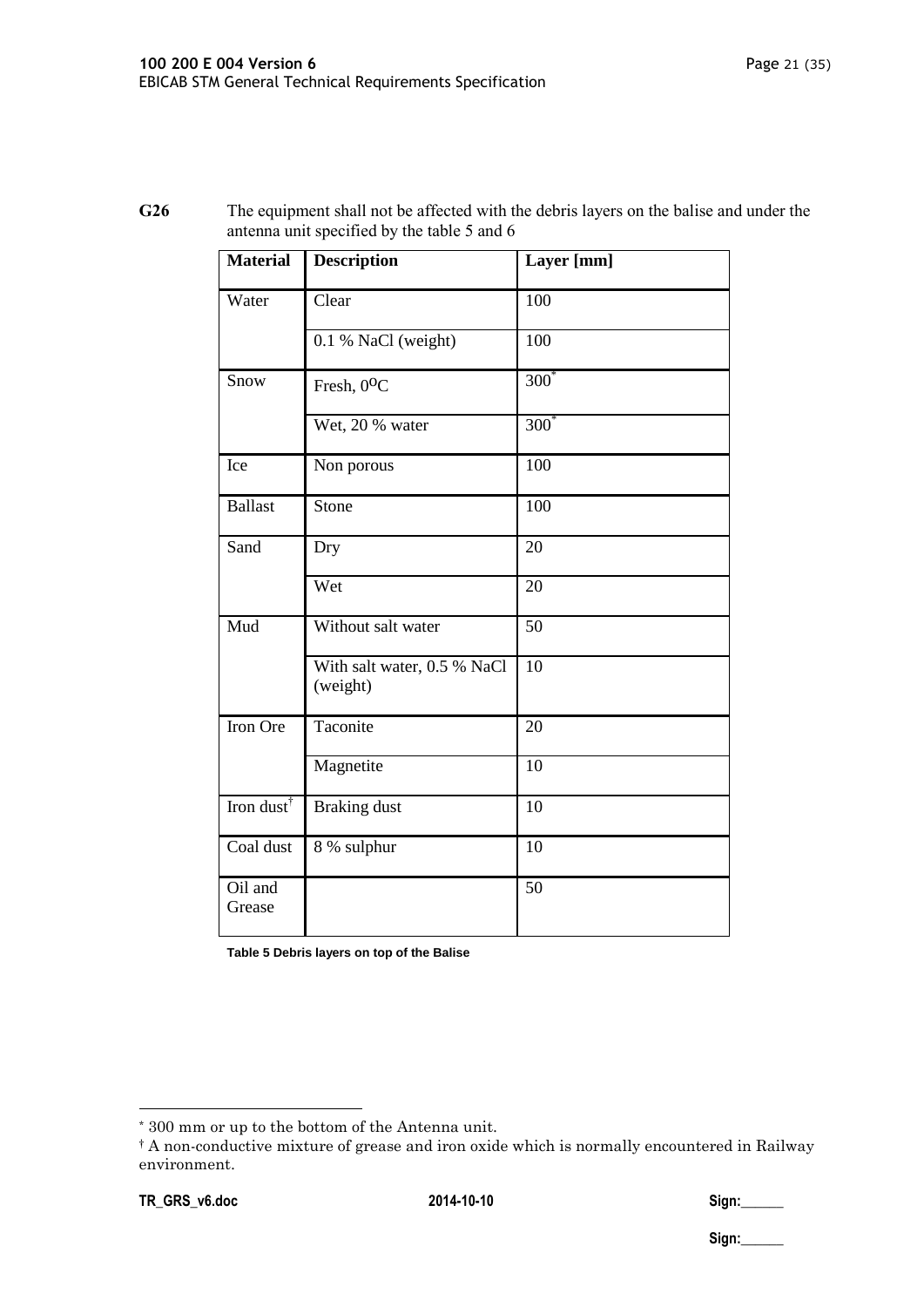**G26** The equipment shall not be affected with the debris layers on the balise and under the antenna unit specified by the table 5 and 6

| Material | Description | Layer [mm] |
|---|---|---|
| Water | Clear | 100 |
| | 0.1 % NaCl (weight) | 100 |
| Snow | Fresh, 0ºC | 300* |
| | Wet, 20 % water | 300* |
| Ice | Non porous | 100 |
| Ballast | Stone | 100 |
| Sand | Dry | 20 |
| | Wet | 20 |
| Mud | Without salt water | 50 |
| | With salt water, 0.5 % NaCl (weight) | 10 |
| Iron Ore | Taconite | 20 |
| | Magnetite | 10 |
| Iron dust† | Braking dust | 10 |
| Coal dust | 8 % sulphur | 10 |
| Oil and Grease | | 50 |

**Table 5 Debris layers on top of the Balise**

* 300 mm or up to the bottom of the Antenna unit.

† A non-conductive mixture of grease and iron oxide which is normally encountered in Railway environment.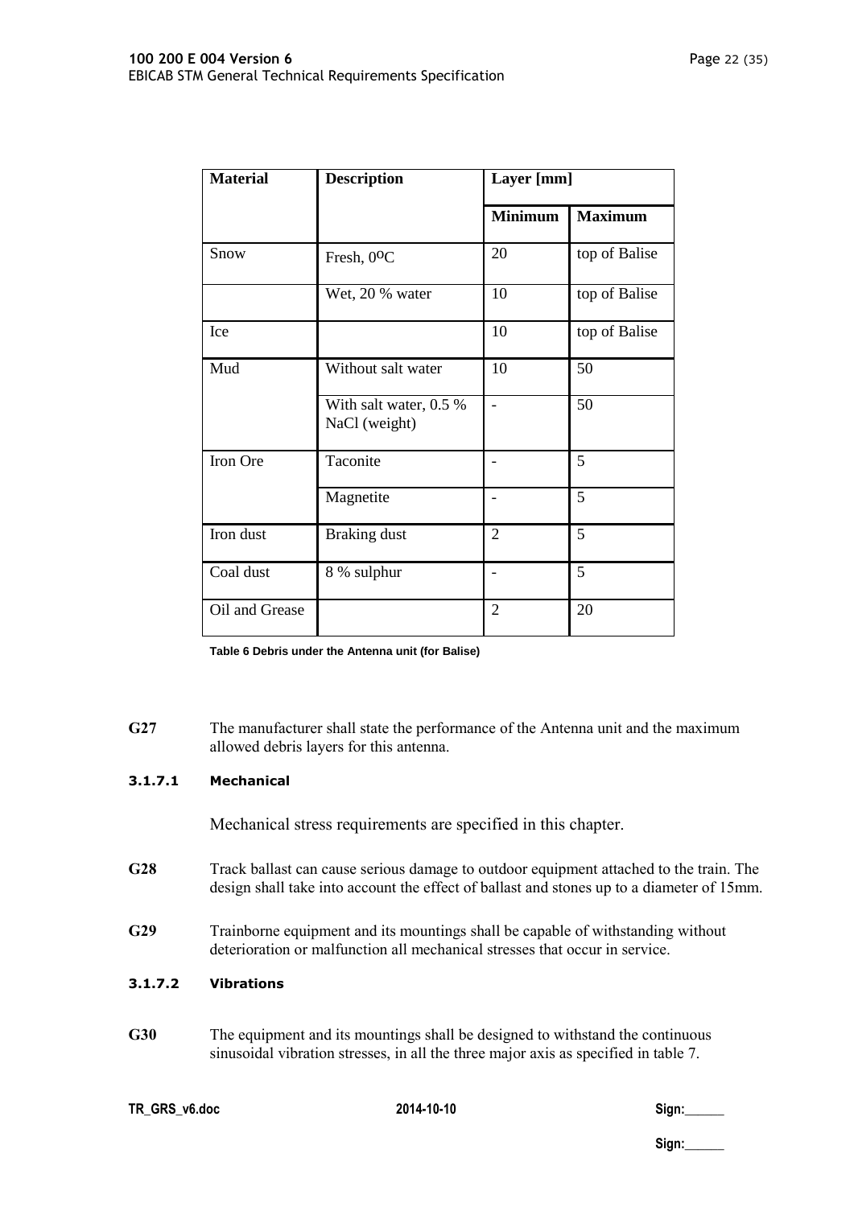| Material | Description | Layer [mm] | |
|---|---|---|---|
| | | Minimum | Maximum |
| Snow | Fresh, 0ºC | 20 | top of Balise |
| | Wet, 20 % water | 10 | top of Balise |
| Ice | | 10 | top of Balise |
| Mud | Without salt water | 10 | 50 |
| | With salt water, 0.5 % NaCl (weight) | - | 50 |
| Iron Ore | Taconite | - | 5 |
| | Magnetite | - | 5 |
| Iron dust | Braking dust | 2 | 5 |
| Coal dust | 8 % sulphur | - | 5 |
| Oil and Grease | | 2 | 20 |

Table 6 Debris under the Antenna unit (for Balise)

**G27** The manufacturer shall state the performance of the Antenna unit and the maximum allowed debris layers for this antenna.

#### 3.1.7.1 Mechanical

Mechanical stress requirements are specified in this chapter.

**G28** Track ballast can cause serious damage to outdoor equipment attached to the train. The design shall take into account the effect of ballast and stones up to a diameter of 15mm.

**G29** Trainborne equipment and its mountings shall be capable of withstanding without deterioration or malfunction all mechanical stresses that occur in service.

#### 3.1.7.2 Vibrations

**G30** The equipment and its mountings shall be designed to withstand the continuous sinusoidal vibration stresses, in all the three major axis as specified in table 7.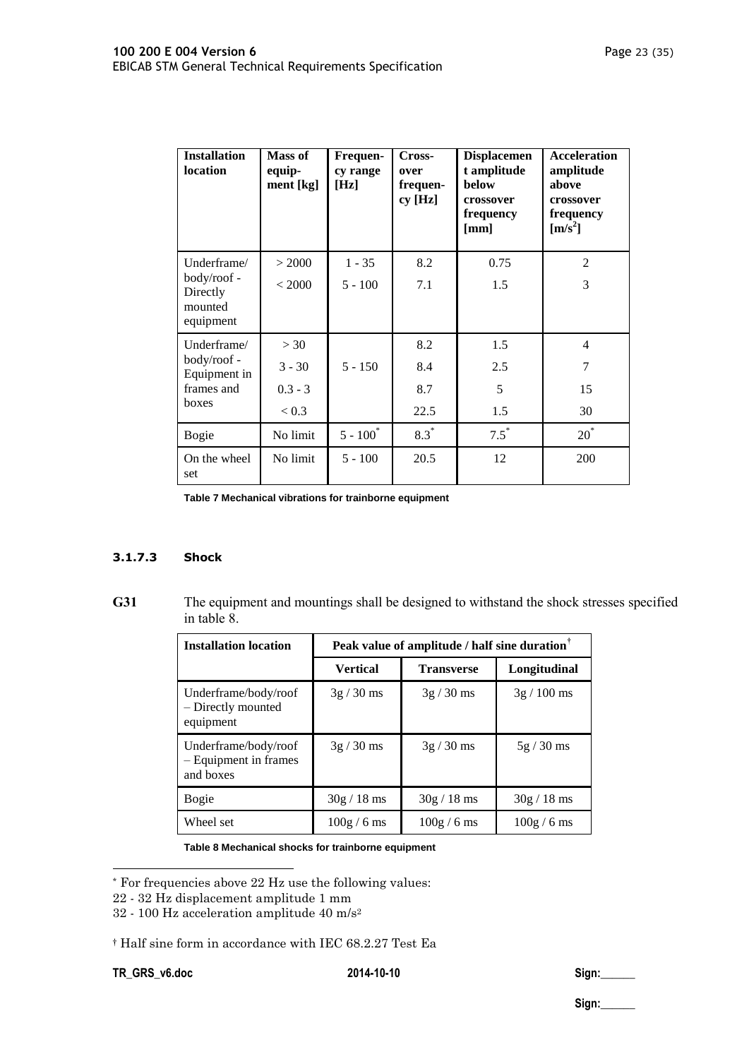| Installation location | Mass of equip-ment [kg] | Frequen-cy range [Hz] | Cross-over frequen-cy [Hz] | Displacement amplitude below crossover frequency [mm] | Acceleration amplitude above crossover frequency [m/s²] |
|---|---|---|---|---|---|
| Underframe/ body/roof - Directly mounted equipment | > 2000 | 1 - 35 | 8.2 | 0.75 | 2 |
| | < 2000 | 5 - 100 | 7.1 | 1.5 | 3 |
| Underframe/ body/roof - Equipment in frames and boxes | > 30 | 5 - 150 | 8.2 | 1.5 | 4 |
| | 3 - 30 | | 8.4 | 2.5 | 7 |
| | 0.3 - 3 | | 8.7 | 5 | 15 |
| | < 0.3 | | 22.5 | 1.5 | 30 |
| Bogie | No limit | 5 - 100* | 8.3* | 7.5* | 20* |
| On the wheel set | No limit | 5 - 100 | 20.5 | 12 | 200 |

**Table 7 Mechanical vibrations for trainborne equipment**

#### 3.1.7.3 Shock

**G31** The equipment and mountings shall be designed to withstand the shock stresses specified in table 8.

| Installation location | Peak value of amplitude / half sine duration† | | |
|---|---|---|---|
| | **Vertical** | **Transverse** | **Longitudinal** |
| Underframe/body/roof – Directly mounted equipment | 3g / 30 ms | 3g / 30 ms | 3g / 100 ms |
| Underframe/body/roof – Equipment in frames and boxes | 3g / 30 ms | 3g / 30 ms | 5g / 30 ms |
| Bogie | 30g / 18 ms | 30g / 18 ms | 30g / 18 ms |
| Wheel set | 100g / 6 ms | 100g / 6 ms | 100g / 6 ms |

**Table 8 Mechanical shocks for trainborne equipment**

---

* For frequencies above 22 Hz use the following values:
22 - 32 Hz displacement amplitude 1 mm
32 - 100 Hz acceleration amplitude 40 m/s²

† Half sine form in accordance with IEC 68.2.27 Test Ea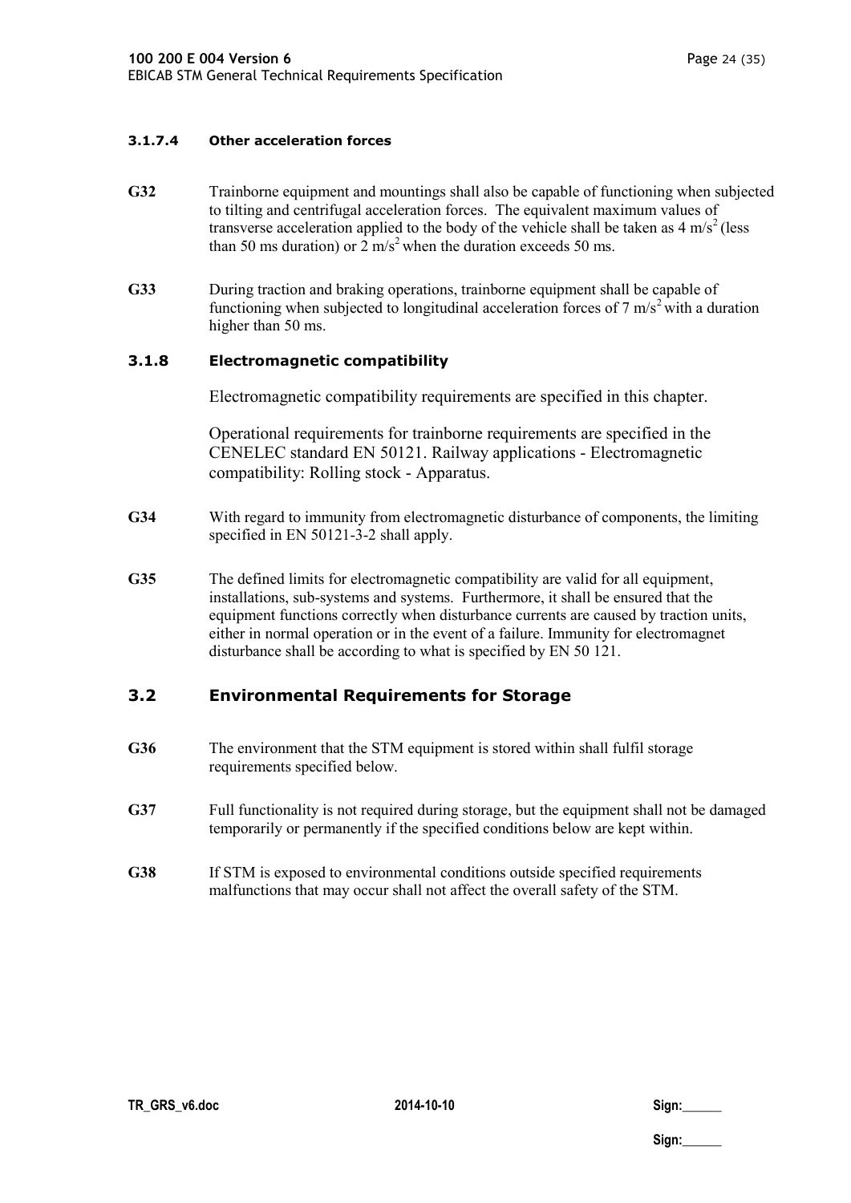#### 3.1.7.4 Other acceleration forces

**G32** Trainborne equipment and mountings shall also be capable of functioning when subjected to tilting and centrifugal acceleration forces. The equivalent maximum values of transverse acceleration applied to the body of the vehicle shall be taken as 4 $m/s^2$ (less than 50 ms duration) or 2 $m/s^2$ when the duration exceeds 50 ms.

**G33** During traction and braking operations, trainborne equipment shall be capable of functioning when subjected to longitudinal acceleration forces of 7 $m/s^2$ with a duration higher than 50 ms.

### 3.1.8 Electromagnetic compatibility

Electromagnetic compatibility requirements are specified in this chapter.

Operational requirements for trainborne requirements are specified in the CENELEC standard EN 50121. Railway applications - Electromagnetic compatibility: Rolling stock - Apparatus.

**G34** With regard to immunity from electromagnetic disturbance of components, the limiting specified in EN 50121-3-2 shall apply.

**G35** The defined limits for electromagnetic compatibility are valid for all equipment, installations, sub-systems and systems. Furthermore, it shall be ensured that the equipment functions correctly when disturbance currents are caused by traction units, either in normal operation or in the event of a failure. Immunity for electromagnet disturbance shall be according to what is specified by EN 50 121.

## 3.2 Environmental Requirements for Storage

**G36** The environment that the STM equipment is stored within shall fulfil storage requirements specified below.

**G37** Full functionality is not required during storage, but the equipment shall not be damaged temporarily or permanently if the specified conditions below are kept within.

**G38** If STM is exposed to environmental conditions outside specified requirements malfunctions that may occur shall not affect the overall safety of the STM.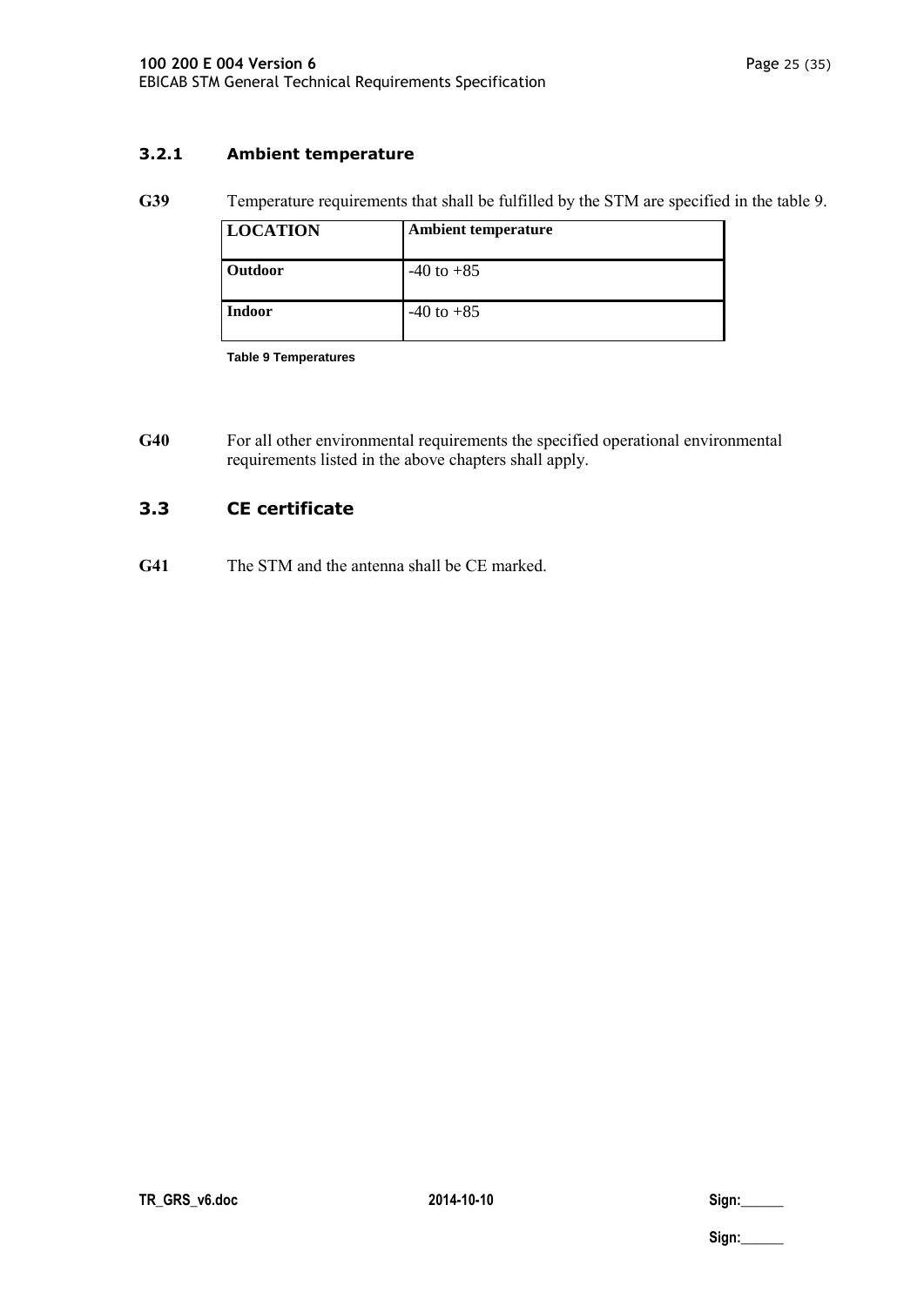### 3.2.1 Ambient temperature

**G39** Temperature requirements that shall be fulfilled by the STM are specified in the table 9.

| LOCATION | Ambient temperature |
|---|---|
| **Outdoor** | -40 to +85 |
| **Indoor** | -40 to +85 |

**Table 9 Temperatures**

**G40** For all other environmental requirements the specified operational environmental requirements listed in the above chapters shall apply.

## 3.3 CE certificate

**G41** The STM and the antenna shall be CE marked.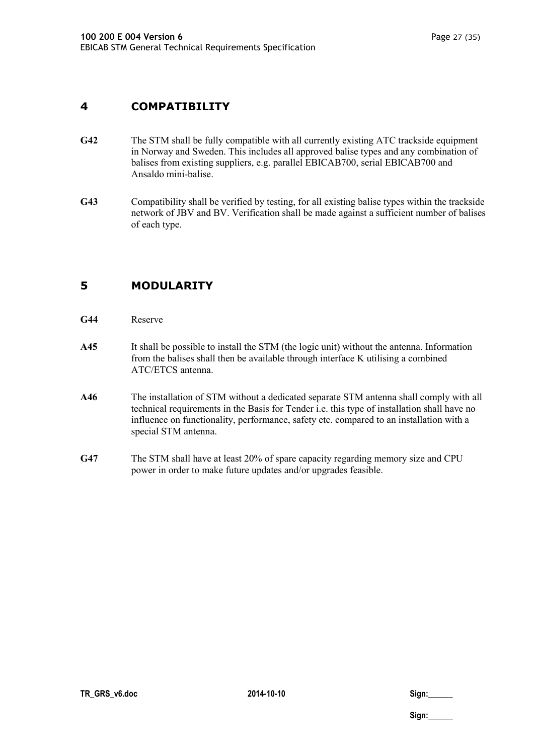# 4 COMPATIBILITY

**G42** The STM shall be fully compatible with all currently existing ATC trackside equipment in Norway and Sweden. This includes all approved balise types and any combination of balises from existing suppliers, e.g. parallel EBICAB700, serial EBICAB700 and Ansaldo mini-balise.

**G43** Compatibility shall be verified by testing, for all existing balise types within the trackside network of JBV and BV. Verification shall be made against a sufficient number of balises of each type.

# 5 MODULARITY

**G44** Reserve

**A45** It shall be possible to install the STM (the logic unit) without the antenna. Information from the balises shall then be available through interface K utilising a combined ATC/ETCS antenna.

**A46** The installation of STM without a dedicated separate STM antenna shall comply with all technical requirements in the Basis for Tender i.e. this type of installation shall have no influence on functionality, performance, safety etc. compared to an installation with a special STM antenna.

**G47** The STM shall have at least 20% of spare capacity regarding memory size and CPU power in order to make future updates and/or upgrades feasible.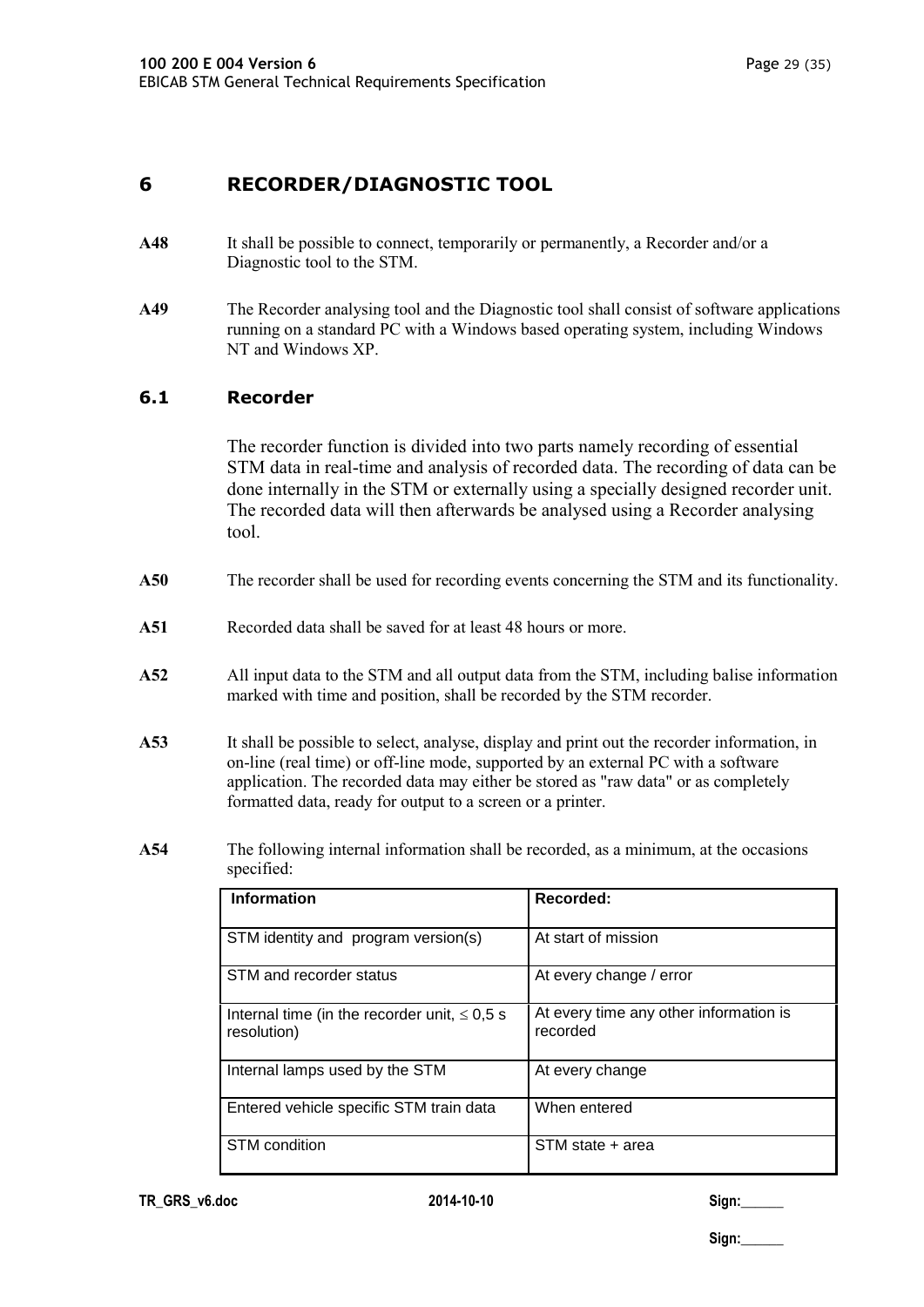# 6 RECORDER/DIAGNOSTIC TOOL

**A48** It shall be possible to connect, temporarily or permanently, a Recorder and/or a Diagnostic tool to the STM.

**A49** The Recorder analysing tool and the Diagnostic tool shall consist of software applications running on a standard PC with a Windows based operating system, including Windows NT and Windows XP.

## 6.1 Recorder

The recorder function is divided into two parts namely recording of essential STM data in real-time and analysis of recorded data. The recording of data can be done internally in the STM or externally using a specially designed recorder unit. The recorded data will then afterwards be analysed using a Recorder analysing tool.

**A50** The recorder shall be used for recording events concerning the STM and its functionality.

**A51** Recorded data shall be saved for at least 48 hours or more.

**A52** All input data to the STM and all output data from the STM, including balise information marked with time and position, shall be recorded by the STM recorder.

**A53** It shall be possible to select, analyse, display and print out the recorder information, in on-line (real time) or off-line mode, supported by an external PC with a software application. The recorded data may either be stored as "raw data" or as completely formatted data, ready for output to a screen or a printer.

**A54** The following internal information shall be recorded, as a minimum, at the occasions specified:

| Information | Recorded: |
|---|---|
| STM identity and program version(s) | At start of mission |
| STM and recorder status | At every change / error |
| Internal time (in the recorder unit, $\leq$ 0,5 s resolution) | At every time any other information is recorded |
| Internal lamps used by the STM | At every change |
| Entered vehicle specific STM train data | When entered |
| STM condition | STM state + area |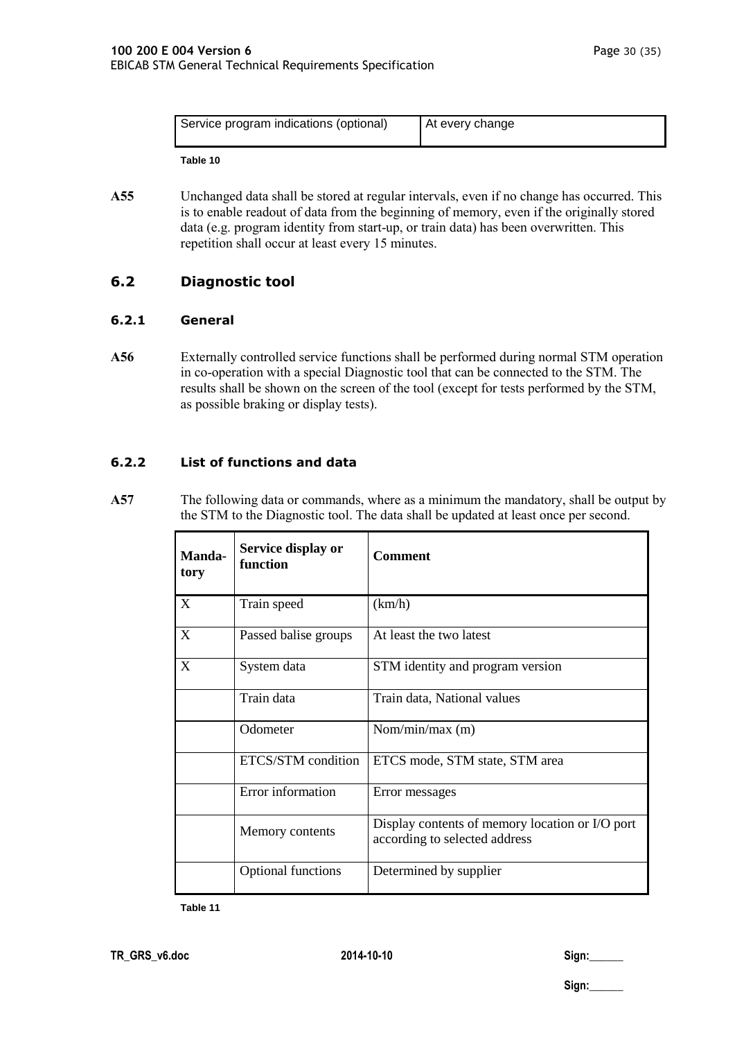| Service program indications (optional) | At every change |
|---|---|

Table 10

**A55** Unchanged data shall be stored at regular intervals, even if no change has occurred. This is to enable readout of data from the beginning of memory, even if the originally stored data (e.g. program identity from start-up, or train data) has been overwritten. This repetition shall occur at least every 15 minutes.

## 6.2 Diagnostic tool

### 6.2.1 General

**A56** Externally controlled service functions shall be performed during normal STM operation in co-operation with a special Diagnostic tool that can be connected to the STM. The results shall be shown on the screen of the tool (except for tests performed by the STM, as possible braking or display tests).

### 6.2.2 List of functions and data

**A57** The following data or commands, where as a minimum the mandatory, shall be output by the STM to the Diagnostic tool. The data shall be updated at least once per second.

| Manda-tory | Service display or function | Comment |
|---|---|---|
| X | Train speed | (km/h) |
| X | Passed balise groups | At least the two latest |
| X | System data | STM identity and program version |
| | Train data | Train data, National values |
| | Odometer | Nom/min/max (m) |
| | ETCS/STM condition | ETCS mode, STM state, STM area |
| | Error information | Error messages |
| | Memory contents | Display contents of memory location or I/O port according to selected address |
| | Optional functions | Determined by supplier |

Table 11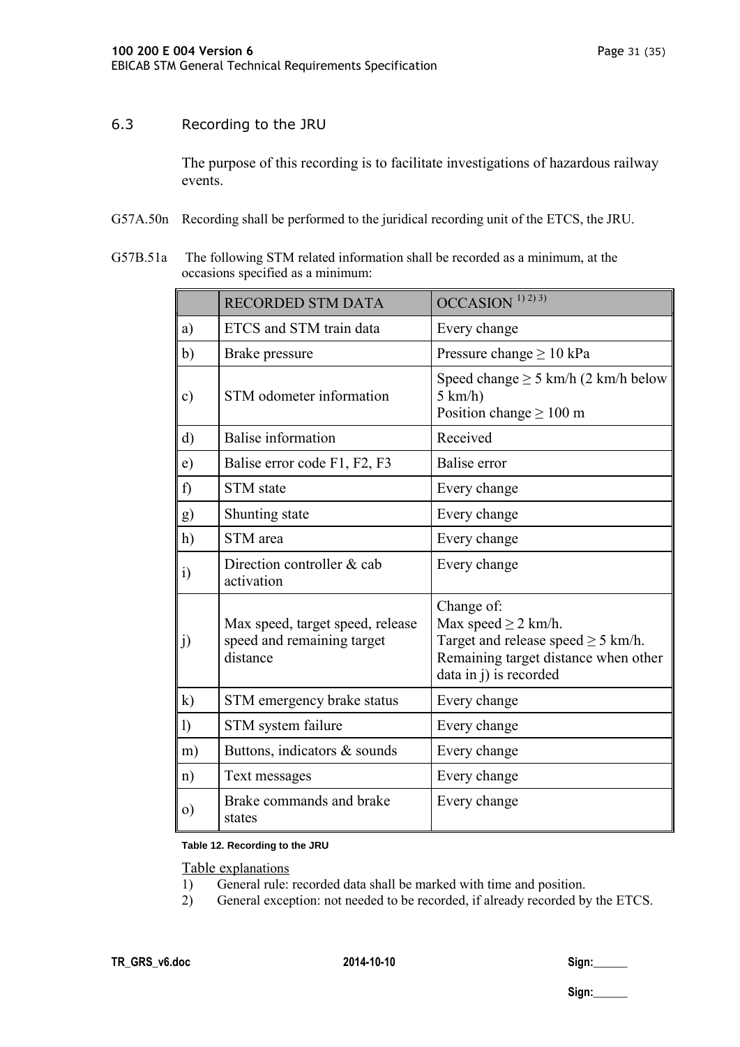## 6.3 Recording to the JRU

The purpose of this recording is to facilitate investigations of hazardous railway events.

G57A.50n Recording shall be performed to the juridical recording unit of the ETCS, the JRU.

G57B.51a The following STM related information shall be recorded as a minimum, at the occasions specified as a minimum:

| | RECORDED STM DATA | OCCASION [1) 2) 3)] |
|---|---|---|
| a) | ETCS and STM train data | Every change |
| b) | Brake pressure | Pressure change ≥ 10 kPa |
| c) | STM odometer information | Speed change ≥ 5 km/h (2 km/h below 5 km/h)<br>Position change ≥ 100 m |
| d) | Balise information | Received |
| e) | Balise error code F1, F2, F3 | Balise error |
| f) | STM state | Every change |
| g) | Shunting state | Every change |
| h) | STM area | Every change |
| i) | Direction controller & cab activation | Every change |
| j) | Max speed, target speed, release speed and remaining target distance | Change of:<br>Max speed ≥ 2 km/h.<br>Target and release speed ≥ 5 km/h.<br>Remaining target distance when other data in j) is recorded |
| k) | STM emergency brake status | Every change |
| l) | STM system failure | Every change |
| m) | Buttons, indicators & sounds | Every change |
| n) | Text messages | Every change |
| o) | Brake commands and brake states | Every change |

**Table 12. Recording to the JRU**

Table explanations

1) General rule: recorded data shall be marked with time and position.
2) General exception: not needed to be recorded, if already recorded by the ETCS.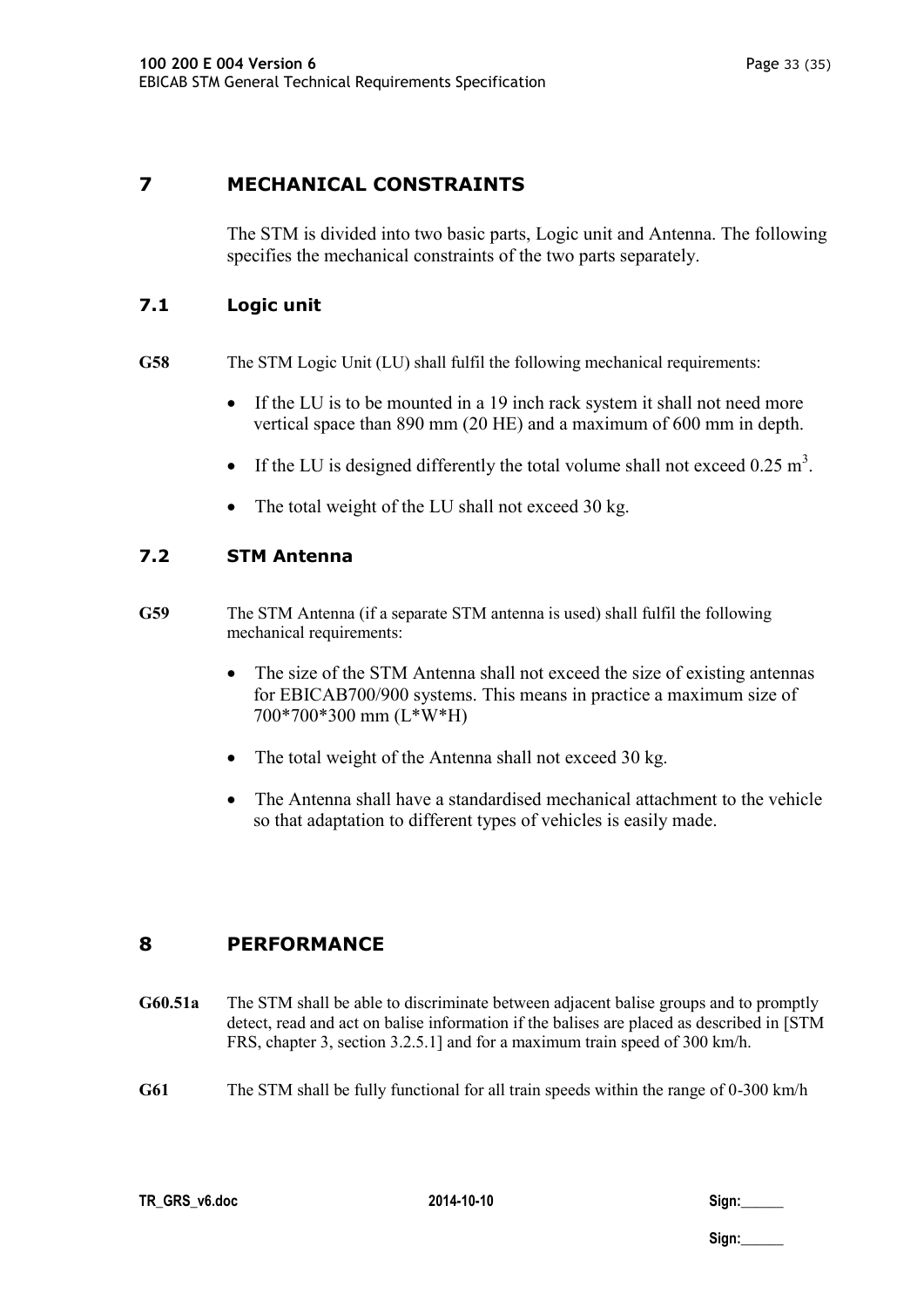# 7 MECHANICAL CONSTRAINTS

The STM is divided into two basic parts, Logic unit and Antenna. The following specifies the mechanical constraints of the two parts separately.

## 7.1 Logic unit

**G58** The STM Logic Unit (LU) shall fulfil the following mechanical requirements:

- If the LU is to be mounted in a 19 inch rack system it shall not need more vertical space than 890 mm (20 HE) and a maximum of 600 mm in depth.
- If the LU is designed differently the total volume shall not exceed 0.25 $m^3$.
- The total weight of the LU shall not exceed 30 kg.

## 7.2 STM Antenna

**G59** The STM Antenna (if a separate STM antenna is used) shall fulfil the following mechanical requirements:

- The size of the STM Antenna shall not exceed the size of existing antennas for EBICAB700/900 systems. This means in practice a maximum size of 700*700*300 mm (L*W*H)
- The total weight of the Antenna shall not exceed 30 kg.
- The Antenna shall have a standardised mechanical attachment to the vehicle so that adaptation to different types of vehicles is easily made.

# 8 PERFORMANCE

**G60.51a** The STM shall be able to discriminate between adjacent balise groups and to promptly detect, read and act on balise information if the balises are placed as described in [STM FRS, chapter 3, section 3.2.5.1] and for a maximum train speed of 300 km/h.

**G61** The STM shall be fully functional for all train speeds within the range of 0-300 km/h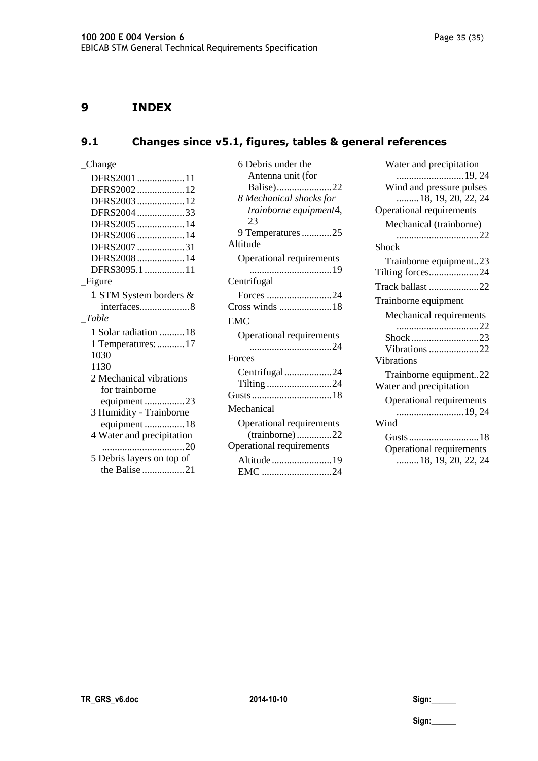# 9 INDEX

## 9.1 Changes since v5.1, figures, tables & general references

_Change

- DFRS2001 ...................11
- DFRS2002 ...................12
- DFRS2003 ...................12
- DFRS2004 ...................33
- DFRS2005 ...................14
- DFRS2006 ...................14
- DFRS2007 ...................31
- DFRS2008 ...................14
- DFRS3095.1 ................11

_Figure

- 1 STM System borders & interfaces....................8

_*Table*

- 1 Solar radiation ..........18
- 1 Temperatures: ...........17
- 1030
- 1130
- 2 Mechanical vibrations for trainborne equipment ................23
- 3 Humidity - Trainborne equipment ................18
- 4 Water and precipitation .................................20
- 5 Debris layers on top of the Balise .................21
- 6 Debris under the Antenna unit (for Balise)......................22
- *8 Mechanical shocks for trainborne equipment*4, 23
- 9 Temperatures ............25

Altitude

- Operational requirements .................................19

Centrifugal

- Forces ..........................24

Cross winds .....................18

EMC

- Operational requirements .................................24

Forces

- Centrifugal...................24
- Tilting ..........................24

Gusts................................18

Mechanical

- Operational requirements (trainborne) ..............22

Operational requirements

- Altitude ........................19
- EMC ............................24
- Water and precipitation ...........................19, 24
- Wind and pressure pulses .........18, 19, 20, 22, 24

Operational requirements

- Mechanical (trainborne) .................................22

Shock

- Trainborne equipment..23

Tilting forces....................24

Track ballast ....................22

Trainborne equipment

- Mechanical requirements .................................22
- Shock ...........................23
- Vibrations ....................22

Vibrations

- Trainborne equipment..22

Water and precipitation

- Operational requirements ...........................19, 24

Wind

- Gusts............................18
- Operational requirements .........18, 19, 20, 22, 24